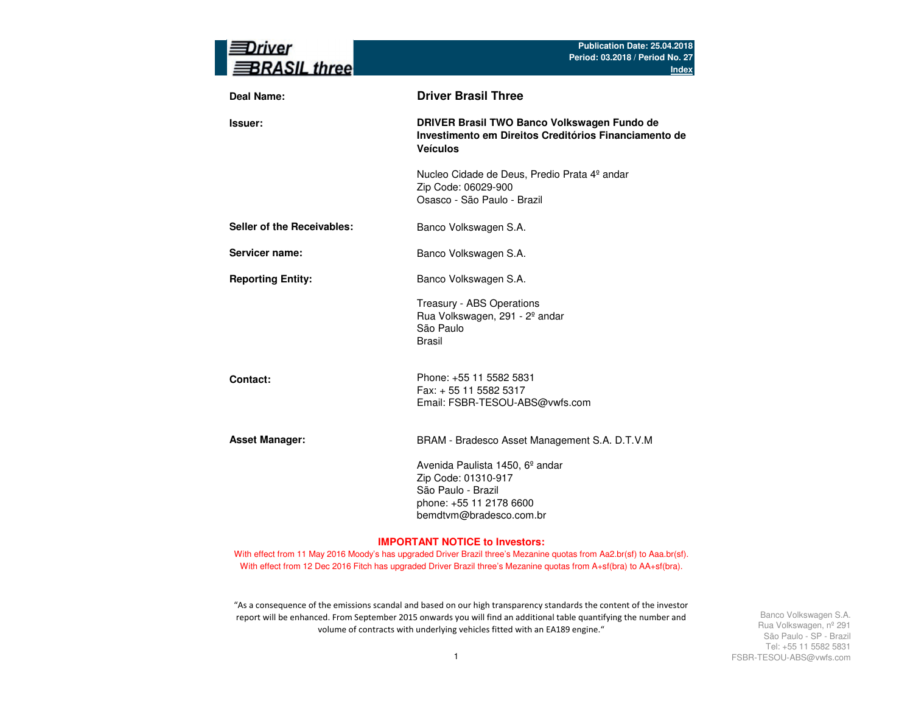**Driver BRASIL three**

Publication Date: 25.04.2018
Period: 03.2018 / Period No. 27
Index

| | |
|---|---|
| **Deal Name:** | **Driver Brasil Three** |
| **Issuer:** | **DRIVER Brasil TWO Banco Volkswagen Fundo de Investimento em Direitos Creditórios Financiamento de Veículos**<br><br>Nucleo Cidade de Deus, Predio Prata 4º andar<br>Zip Code: 06029-900<br>Osasco - São Paulo - Brazil |
| **Seller of the Receivables:** | Banco Volkswagen S.A. |
| **Servicer name:** | Banco Volkswagen S.A. |
| **Reporting Entity:** | Banco Volkswagen S.A.<br><br>Treasury - ABS Operations<br>Rua Volkswagen, 291 - 2º andar<br>São Paulo<br>Brasil |
| **Contact:** | Phone: +55 11 5582 5831<br>Fax: + 55 11 5582 5317<br>Email: FSBR-TESOU-ABS@vwfs.com |
| **Asset Manager:** | BRAM - Bradesco Asset Management S.A. D.T.V.M<br><br>Avenida Paulista 1450, 6º andar<br>Zip Code: 01310-917<br>São Paulo - Brazil<br>phone: +55 11 2178 6600<br>bemdtvm@bradesco.com.br |

**IMPORTANT NOTICE to Investors:**

With effect from 11 May 2016 Moody's has upgraded Driver Brazil three's Mezanine quotas from Aa2.br(sf) to Aaa.br(sf).
With effect from 12 Dec 2016 Fitch has upgraded Driver Brazil three's Mezanine quotas from A+sf(bra) to AA+sf(bra).

"As a consequence of the emissions scandal and based on our high transparency standards the content of the investor report will be enhanced. From September 2015 onwards you will find an additional table quantifying the number and volume of contracts with underlying vehicles fitted with an EA189 engine."

Banco Volkswagen S.A.
Rua Volkswagen, nº 291
São Paulo - SP - Brazil
Tel: +55 11 5582 5831
FSBR-TESOU-ABS@vwfs.com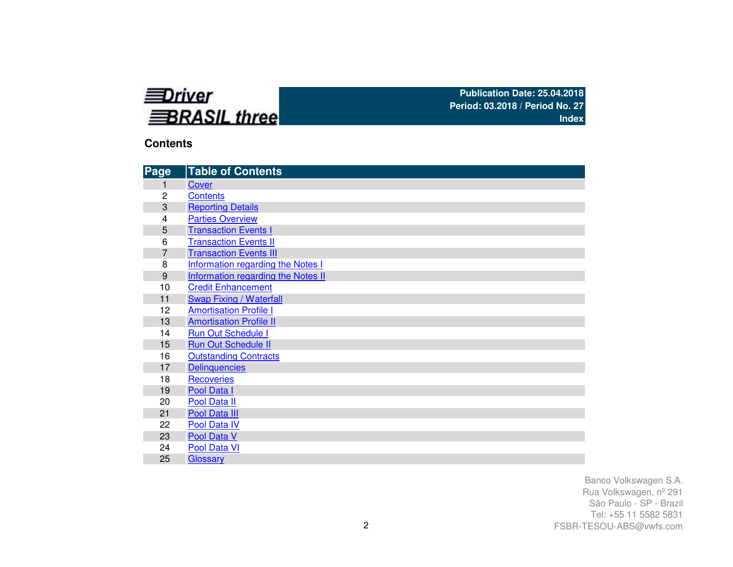**Driver BRASIL three**

**Publication Date: 25.04.2018**
**Period: 03.2018 / Period No. 27**
**Index**

## Contents

| Page | Table of Contents |
| --- | --- |
| 1 | Cover |
| 2 | Contents |
| 3 | Reporting Details |
| 4 | Parties Overview |
| 5 | Transaction Events I |
| 6 | Transaction Events II |
| 7 | Transaction Events III |
| 8 | Information regarding the Notes I |
| 9 | Information regarding the Notes II |
| 10 | Credit Enhancement |
| 11 | Swap Fixing / Waterfall |
| 12 | Amortisation Profile I |
| 13 | Amortisation Profile II |
| 14 | Run Out Schedule I |
| 15 | Run Out Schedule II |
| 16 | Outstanding Contracts |
| 17 | Delinquencies |
| 18 | Recoveries |
| 19 | Pool Data I |
| 20 | Pool Data II |
| 21 | Pool Data III |
| 22 | Pool Data IV |
| 23 | Pool Data V |
| 24 | Pool Data VI |
| 25 | Glossary |

Banco Volkswagen S.A.
Rua Volkswagen, nº 291
São Paulo - SP - Brazil
Tel: +55 11 5582 5831
FSBR-TESOU-ABS@vwfs.com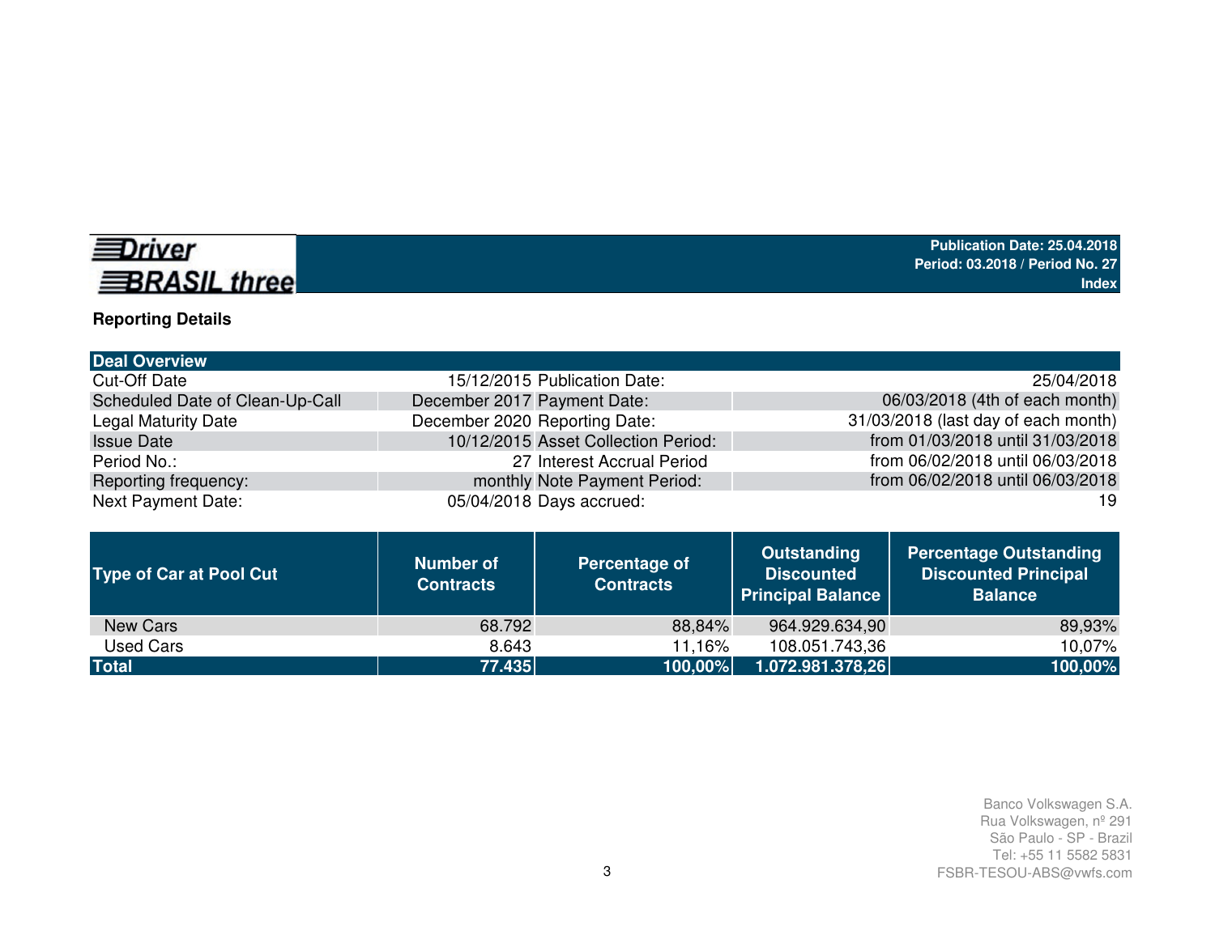**Driver BRASIL three**

**Publication Date: 25.04.2018**
**Period: 03.2018 / Period No. 27**
**Index**

## Reporting Details

| Deal Overview | | | |
|---|---|---|---|
| Cut-Off Date | 15/12/2015 | Publication Date: | 25/04/2018 |
| Scheduled Date of Clean-Up-Call | December 2017 | Payment Date: | 06/03/2018 (4th of each month) |
| Legal Maturity Date | December 2020 | Reporting Date: | 31/03/2018 (last day of each month) |
| Issue Date | 10/12/2015 | Asset Collection Period: | from 01/03/2018 until 31/03/2018 |
| Period No.: | 27 | Interest Accrual Period | from 06/02/2018 until 06/03/2018 |
| Reporting frequency: | monthly | Note Payment Period: | from 06/02/2018 until 06/03/2018 |
| Next Payment Date: | 05/04/2018 | Days accrued: | 19 |

| Type of Car at Pool Cut | Number of Contracts | Percentage of Contracts | Outstanding Discounted Principal Balance | Percentage Outstanding Discounted Principal Balance |
|---|---|---|---|---|
| New Cars | 68.792 | 88,84% | 964.929.634,90 | 89,93% |
| Used Cars | 8.643 | 11,16% | 108.051.743,36 | 10,07% |
| **Total** | **77.435** | **100,00%** | **1.072.981.378,26** | **100,00%** |

Banco Volkswagen S.A.
Rua Volkswagen, nº 291
São Paulo - SP - Brazil
Tel: +55 11 5582 5831
FSBR-TESOU-ABS@vwfs.com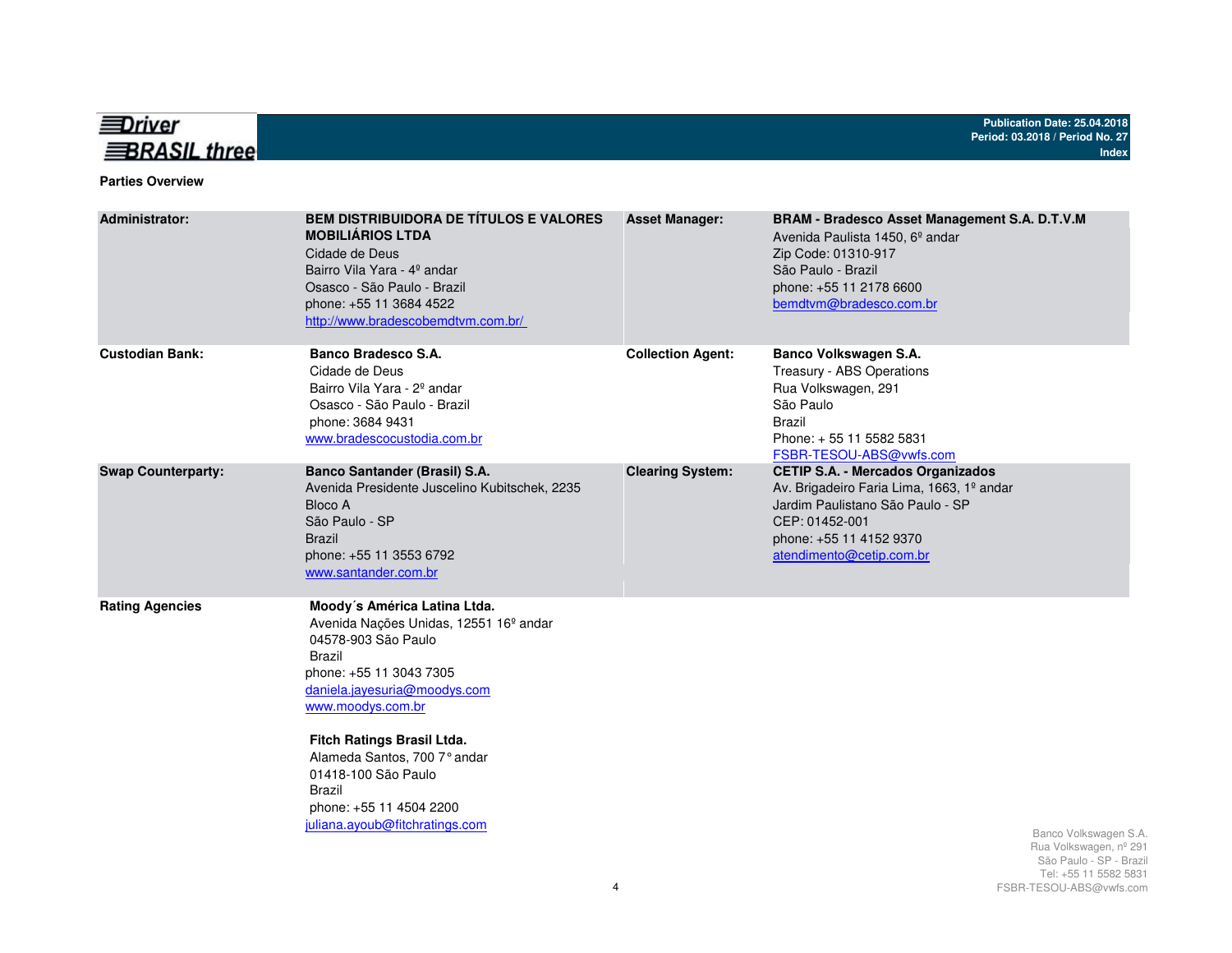**Parties Overview**

| | | | |
|---|---|---|---|
| **Administrator:** | **BEM DISTRIBUIDORA DE TÍTULOS E VALORES MOBILIÁRIOS LTDA**<br>Cidade de Deus<br>Bairro Vila Yara - 4º andar<br>Osasco - São Paulo - Brazil<br>phone: +55 11 3684 4522<br>http://www.bradescobemdtvm.com.br/ | **Asset Manager:** | **BRAM - Bradesco Asset Management S.A. D.T.V.M**<br>Avenida Paulista 1450, 6º andar<br>Zip Code: 01310-917<br>São Paulo - Brazil<br>phone: +55 11 2178 6600<br>bemdtvm@bradesco.com.br |
| **Custodian Bank:** | **Banco Bradesco S.A.**<br>Cidade de Deus<br>Bairro Vila Yara - 2º andar<br>Osasco - São Paulo - Brazil<br>phone: 3684 9431<br>www.bradescocustodia.com.br | **Collection Agent:** | **Banco Volkswagen S.A.**<br>Treasury - ABS Operations<br>Rua Volkswagen, 291<br>São Paulo<br>Brazil<br>Phone: + 55 11 5582 5831<br>FSBR-TESOU-ABS@vwfs.com |
| **Swap Counterparty:** | **Banco Santander (Brasil) S.A.**<br>Avenida Presidente Juscelino Kubitschek, 2235<br>Bloco A<br>São Paulo - SP<br>Brazil<br>phone: +55 11 3553 6792<br>www.santander.com.br | **Clearing System:** | **CETIP S.A. - Mercados Organizados**<br>Av. Brigadeiro Faria Lima, 1663, 1º andar<br>Jardim Paulistano São Paulo - SP<br>CEP: 01452-001<br>phone: +55 11 4152 9370<br>atendimento@cetip.com.br |
| **Rating Agencies** | **Moody´s América Latina Ltda.**<br>Avenida Nações Unidas, 12551 16º andar<br>04578-903 São Paulo<br>Brazil<br>phone: +55 11 3043 7305<br>daniela.jayesuria@moodys.com<br>www.moodys.com.br<br><br>**Fitch Ratings Brasil Ltda.**<br>Alameda Santos, 700 7° andar<br>01418-100 São Paulo<br>Brazil<br>phone: +55 11 4504 2200<br>juliana.ayoub@fitchratings.com | | |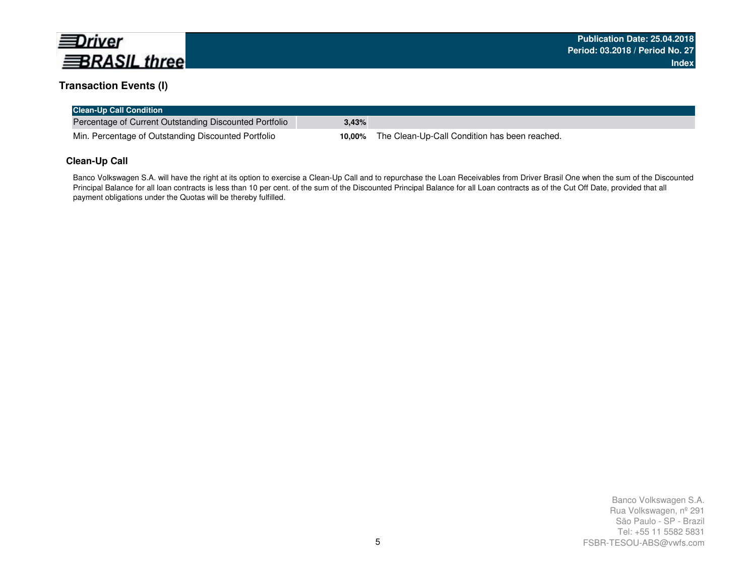## Transaction Events (I)

| Clean-Up Call Condition | | |
|---|---|---|
| Percentage of Current Outstanding Discounted Portfolio | **3,43%** | |
| Min. Percentage of Outstanding Discounted Portfolio | **10,00%** | The Clean-Up-Call Condition has been reached. |

### Clean-Up Call

Banco Volkswagen S.A. will have the right at its option to exercise a Clean-Up Call and to repurchase the Loan Receivables from Driver Brasil One when the sum of the Discounted Principal Balance for all loan contracts is less than 10 per cent. of the sum of the Discounted Principal Balance for all Loan contracts as of the Cut Off Date, provided that all payment obligations under the Quotas will be thereby fulfilled.

Banco Volkswagen S.A.
Rua Volkswagen, nº 291
São Paulo - SP - Brazil
Tel: +55 11 5582 5831
FSBR-TESOU-ABS@vwfs.com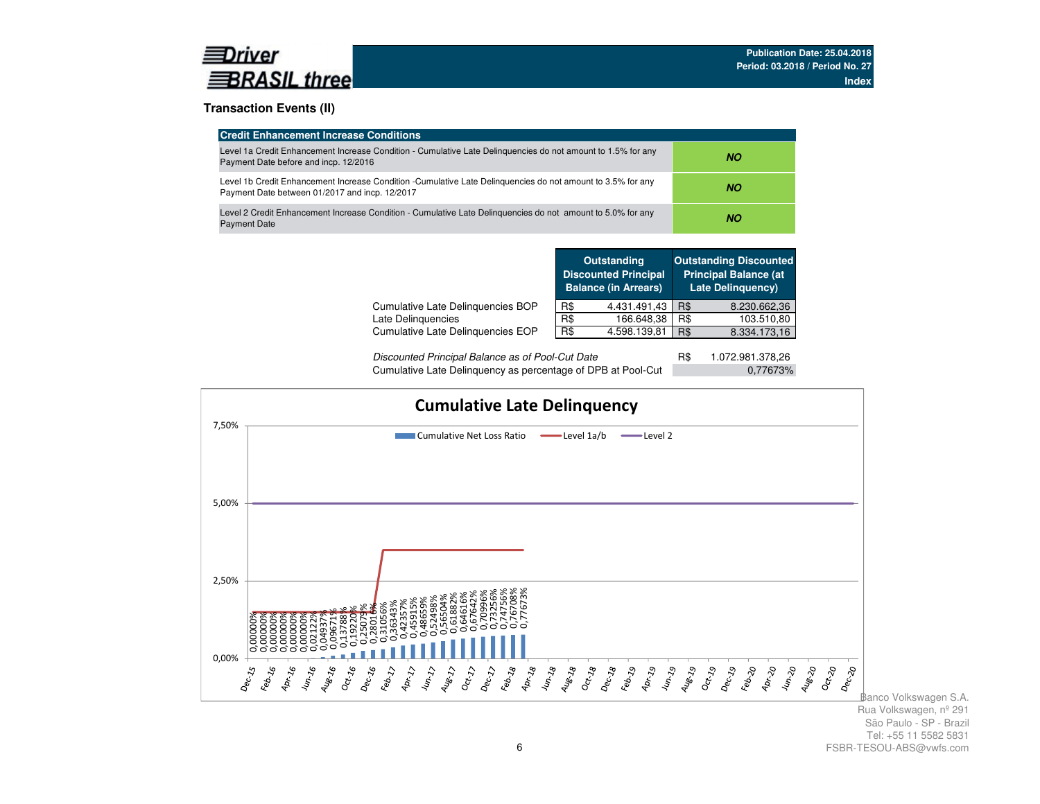# Driver BRASIL three

**Publication Date: 25.04.2018**
**Period: 03.2018 / Period No. 27**
**Index**

## Transaction Events (II)

| Credit Enhancement Increase Conditions | |
|---|---|
| Level 1a Credit Enhancement Increase Condition - Cumulative Late Delinquencies do not amount to 1.5% for any Payment Date before and incp. 12/2016 | ***NO*** |
| Level 1b Credit Enhancement Increase Condition -Cumulative Late Delinquencies do not amount to 3.5% for any Payment Date between 01/2017 and incp. 12/2017 | ***NO*** |
| Level 2 Credit Enhancement Increase Condition - Cumulative Late Delinquencies do not amount to 5.0% for any Payment Date | ***NO*** |

| | Outstanding Discounted Principal Balance (in Arrears) | | Outstanding Discounted Principal Balance (at Late Delinquency) | |
|---|---|---|---|---|
| Cumulative Late Delinquencies BOP | R$ | 4.431.491,43 | R$ | 8.230.662,36 |
| Late Delinquencies | R$ | 166.648,38 | R$ | 103.510,80 |
| Cumulative Late Delinquencies EOP | R$ | 4.598.139,81 | R$ | 8.334.173,16 |

| | | |
|---|---|---|
| *Discounted Principal Balance as of Pool-Cut Date* | R$ | 1.072.981.378,26 |
| Cumulative Late Delinquency as percentage of DPB at Pool-Cut | | 0,77673% |

**Cumulative Late Delinquency**

Legend: Cumulative Net Loss Ratio; Level 1a/b; Level 2

Y-axis: 0,00%; 2,50%; 5,00%; 7,50%

| Month | Cumulative Net Loss Ratio |
|---|---|
| Dec-15 | 0,00000% |
| Jan-16 | 0,00000% |
| Feb-16 | 0,00000% |
| Mar-16 | 0,00000% |
| Apr-16 | 0,00000% |
| May-16 | 0,00000% |
| Jun-16 | 0,00000% |
| Jul-16 | 0,02122% |
| Aug-16 | 0,04937% |
| Sep-16 | 0,09671% |
| Oct-16 | 0,13788% |
| Nov-16 | 0,19220% |
| Dec-16 | 0,25075% |
| Jan-17 | 0,28016% |
| Feb-17 | 0,31056% |
| Mar-17 | 0,36343% |
| Apr-17 | 0,42357% |
| May-17 | 0,45915% |
| Jun-17 | 0,48659% |
| Jul-17 | 0,52498% |
| Aug-17 | 0,56504% |
| Sep-17 | 0,61882% |
| Oct-17 | 0,64616% |
| Nov-17 | 0,67642% |
| Dec-17 | 0,70996% |
| Jan-18 | 0,73256% |
| Feb-18 | 0,74756% |
| Mar-18 | 0,76708% |
| Apr-18 | 0,77673% |

X-axis: Dec-15, Feb-16, Apr-16, Jun-16, Aug-16, Oct-16, Dec-16, Feb-17, Apr-17, Jun-17, Aug-17, Oct-17, Dec-17, Feb-18, Apr-18, Jun-18, Aug-18, Oct-18, Dec-18, Feb-19, Apr-19, Jun-19, Aug-19, Oct-19, Dec-19, Feb-20, Apr-20, Jun-20, Aug-20, Oct-20, Dec-20

Banco Volkswagen S.A.
Rua Volkswagen, nº 291
São Paulo - SP - Brazil
Tel: +55 11 5582 5831
FSBR-TESOU-ABS@vwfs.com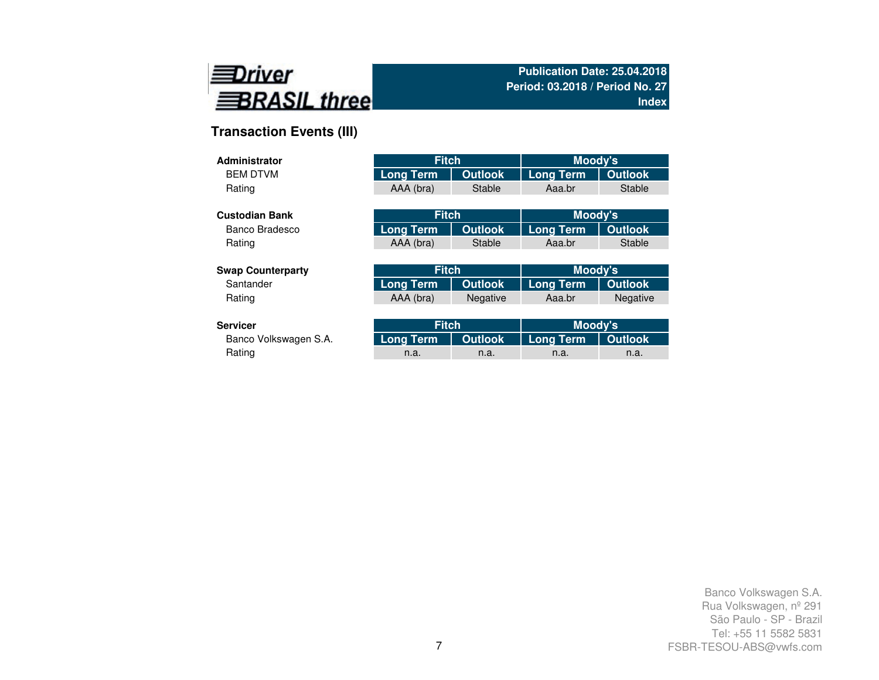Driver BRASIL three

**Publication Date: 25.04.2018**
**Period: 03.2018 / Period No. 27**
**Index**

## Transaction Events (III)

| **Administrator** | Fitch | | Moody's | |
|---|---|---|---|---|
| BEM DTVM | Long Term | Outlook | Long Term | Outlook |
| Rating | AAA (bra) | Stable | Aaa.br | Stable |

| **Custodian Bank** | Fitch | | Moody's | |
|---|---|---|---|---|
| Banco Bradesco | Long Term | Outlook | Long Term | Outlook |
| Rating | AAA (bra) | Stable | Aaa.br | Stable |

| **Swap Counterparty** | Fitch | | Moody's | |
|---|---|---|---|---|
| Santander | Long Term | Outlook | Long Term | Outlook |
| Rating | AAA (bra) | Negative | Aaa.br | Negative |

| **Servicer** | Fitch | | Moody's | |
|---|---|---|---|---|
| Banco Volkswagen S.A. | Long Term | Outlook | Long Term | Outlook |
| Rating | n.a. | n.a. | n.a. | n.a. |

Banco Volkswagen S.A.
Rua Volkswagen, nº 291
São Paulo - SP - Brazil
Tel: +55 11 5582 5831
FSBR-TESOU-ABS@vwfs.com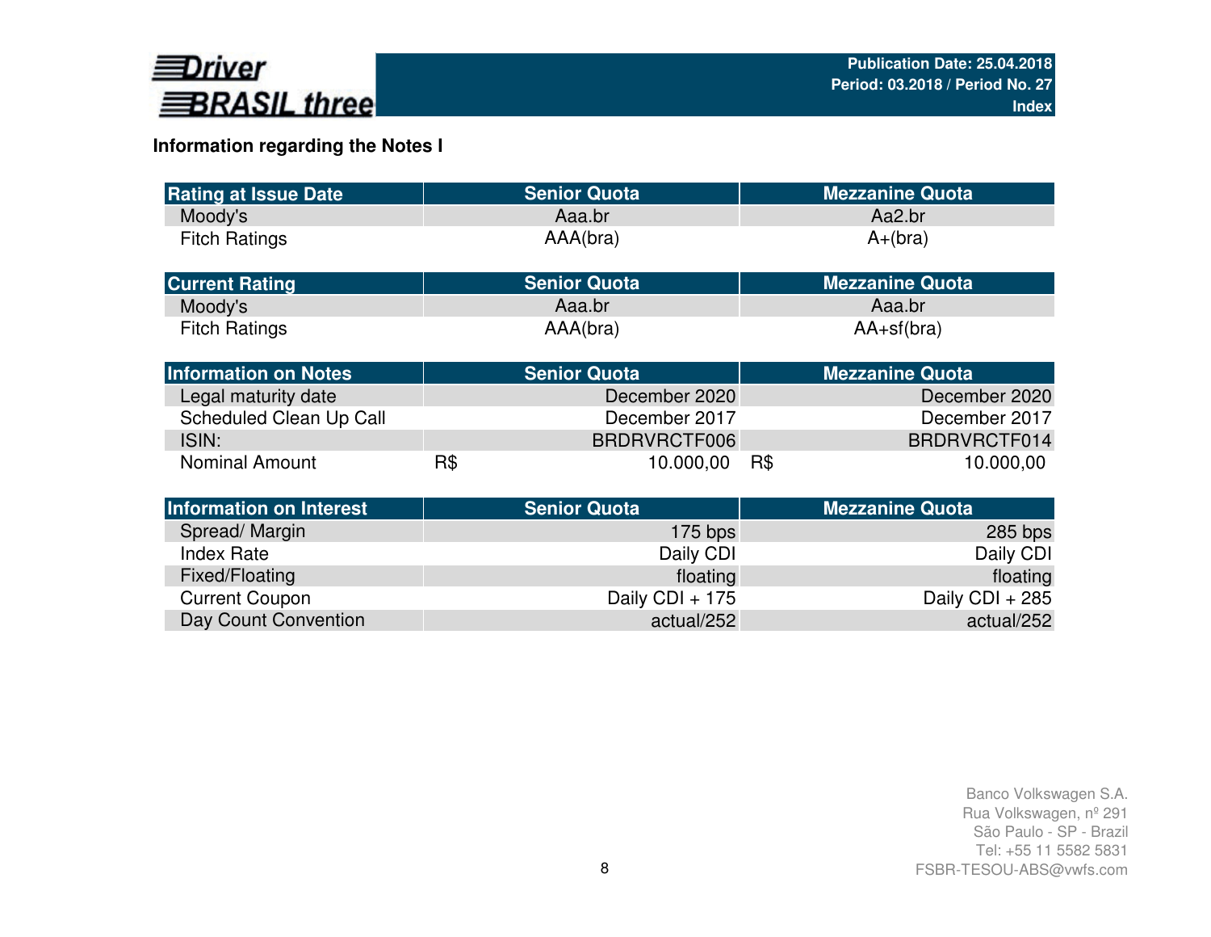## Information regarding the Notes I

| Rating at Issue Date | Senior Quota | Mezzanine Quota |
|---|---|---|
| Moody's | Aaa.br | Aa2.br |
| Fitch Ratings | AAA(bra) | A+(bra) |

| Current Rating | Senior Quota | Mezzanine Quota |
|---|---|---|
| Moody's | Aaa.br | Aaa.br |
| Fitch Ratings | AAA(bra) | AA+sf(bra) |

| Information on Notes | Senior Quota | Mezzanine Quota |
|---|---|---|
| Legal maturity date | December 2020 | December 2020 |
| Scheduled Clean Up Call | December 2017 | December 2017 |
| ISIN: | BRDRVRCTF006 | BRDRVRCTF014 |
| Nominal Amount | R$ 10.000,00 | R$ 10.000,00 |

| Information on Interest | Senior Quota | Mezzanine Quota |
|---|---|---|
| Spread/ Margin | 175 bps | 285 bps |
| Index Rate | Daily CDI | Daily CDI |
| Fixed/Floating | floating | floating |
| Current Coupon | Daily CDI + 175 | Daily CDI + 285 |
| Day Count Convention | actual/252 | actual/252 |

Banco Volkswagen S.A.
Rua Volkswagen, nº 291
São Paulo - SP - Brazil
Tel: +55 11 5582 5831
FSBR-TESOU-ABS@vwfs.com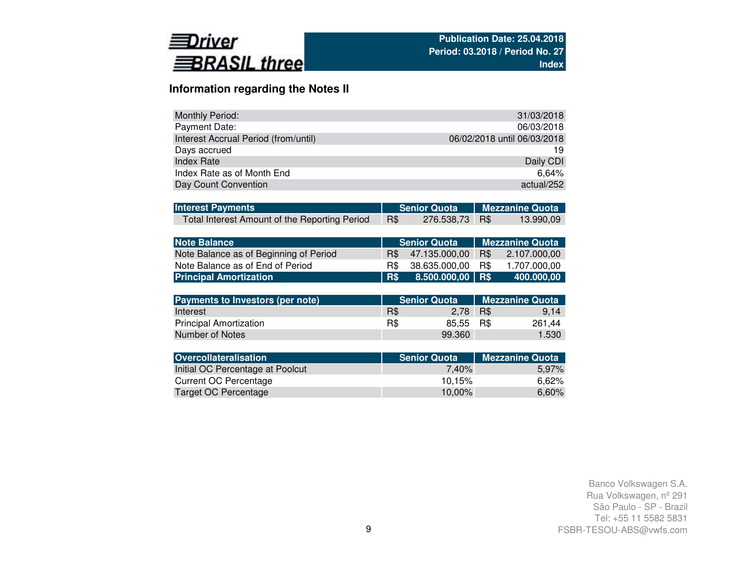Driver BRASIL three

Publication Date: 25.04.2018
Period: 03.2018 / Period No. 27
Index

## Information regarding the Notes II

| | |
|---|---|
| Monthly Period: | 31/03/2018 |
| Payment Date: | 06/03/2018 |
| Interest Accrual Period (from/until) | 06/02/2018 until 06/03/2018 |
| Days accrued | 19 |
| Index Rate | Daily CDI |
| Index Rate as of Month End | 6,64% |
| Day Count Convention | actual/252 |

| Interest Payments | Senior Quota | Mezzanine Quota |
|---|---|---|
| Total Interest Amount of the Reporting Period | R$ 276.538,73 | R$ 13.990,09 |

| Note Balance | Senior Quota | Mezzanine Quota |
|---|---|---|
| Note Balance as of Beginning of Period | R$ 47.135.000,00 | R$ 2.107.000,00 |
| Note Balance as of End of Period | R$ 38.635.000,00 | R$ 1.707.000,00 |
| **Principal Amortization** | **R$ 8.500.000,00** | **R$ 400.000,00** |

| Payments to Investors (per note) | Senior Quota | Mezzanine Quota |
|---|---|---|
| Interest | R$ 2,78 | R$ 9,14 |
| Principal Amortization | R$ 85,55 | R$ 261,44 |
| Number of Notes | 99.360 | 1.530 |

| Overcollateralisation | Senior Quota | Mezzanine Quota |
|---|---|---|
| Initial OC Percentage at Poolcut | 7,40% | 5,97% |
| Current OC Percentage | 10,15% | 6,62% |
| Target OC Percentage | 10,00% | 6,60% |

Banco Volkswagen S.A.
Rua Volkswagen, nº 291
São Paulo - SP - Brazil
Tel: +55 11 5582 5831
FSBR-TESOU-ABS@vwfs.com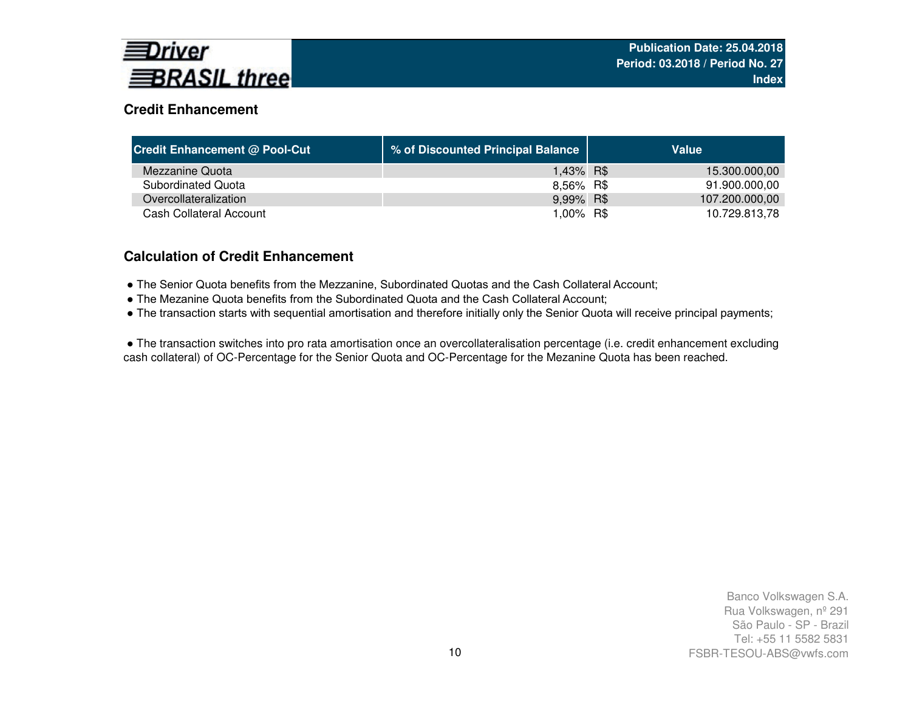## Credit Enhancement

| Credit Enhancement @ Pool-Cut | % of Discounted Principal Balance | Value | |
|---|---|---|---|
| Mezzanine Quota | 1,43% | R$ | 15.300.000,00 |
| Subordinated Quota | 8,56% | R$ | 91.900.000,00 |
| Overcollateralization | 9,99% | R$ | 107.200.000,00 |
| Cash Collateral Account | 1,00% | R$ | 10.729.813,78 |

## Calculation of Credit Enhancement

- The Senior Quota benefits from the Mezzanine, Subordinated Quotas and the Cash Collateral Account;
- The Mezanine Quota benefits from the Subordinated Quota and the Cash Collateral Account;
- The transaction starts with sequential amortisation and therefore initially only the Senior Quota will receive principal payments;

- The transaction switches into pro rata amortisation once an overcollateralisation percentage (i.e. credit enhancement excluding cash collateral) of OC-Percentage for the Senior Quota and OC-Percentage for the Mezanine Quota has been reached.

Banco Volkswagen S.A.
Rua Volkswagen, nº 291
São Paulo - SP - Brazil
Tel: +55 11 5582 5831
FSBR-TESOU-ABS@vwfs.com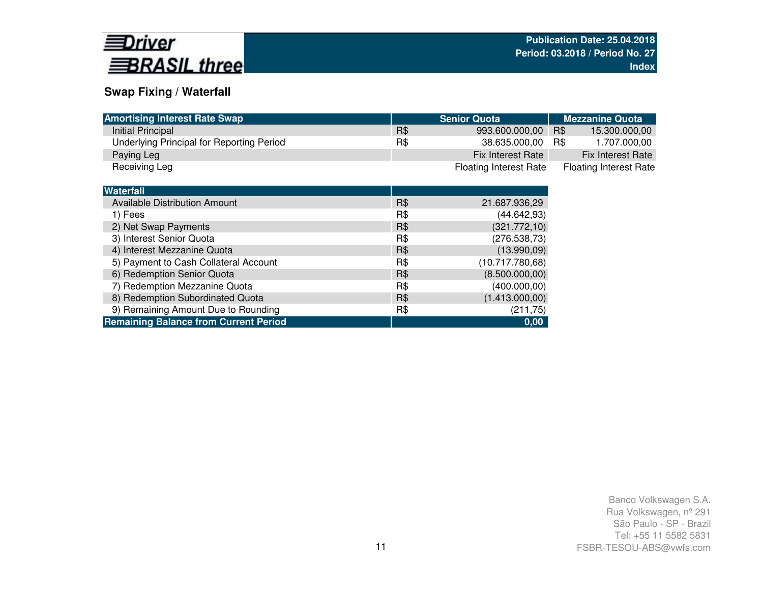Driver BRASIL three

Publication Date: 25.04.2018
Period: 03.2018 / Period No. 27
Index

## Swap Fixing / Waterfall

| Amortising Interest Rate Swap | Senior Quota | | Mezzanine Quota | |
|---|---|---|---|---|
| Initial Principal | R$ | 993.600.000,00 | R$ | 15.300.000,00 |
| Underlying Principal for Reporting Period | R$ | 38.635.000,00 | R$ | 1.707.000,00 |
| Paying Leg | | Fix Interest Rate | | Fix Interest Rate |
| Receiving Leg | | Floating Interest Rate | | Floating Interest Rate |

| Waterfall | | |
|---|---|---|
| Available Distribution Amount | R$ | 21.687.936,29 |
| 1) Fees | R$ | (44.642,93) |
| 2) Net Swap Payments | R$ | (321.772,10) |
| 3) Interest Senior Quota | R$ | (276.538,73) |
| 4) Interest Mezzanine Quota | R$ | (13.990,09) |
| 5) Payment to Cash Collateral Account | R$ | (10.717.780,68) |
| 6) Redemption Senior Quota | R$ | (8.500.000,00) |
| 7) Redemption Mezzanine Quota | R$ | (400.000,00) |
| 8) Redemption Subordinated Quota | R$ | (1.413.000,00) |
| 9) Remaining Amount Due to Rounding | R$ | (211,75) |
| **Remaining Balance from Current Period** | | **0,00** |

Banco Volkswagen S.A.
Rua Volkswagen, nº 291
São Paulo - SP - Brazil
Tel: +55 11 5582 5831
FSBR-TESOU-ABS@vwfs.com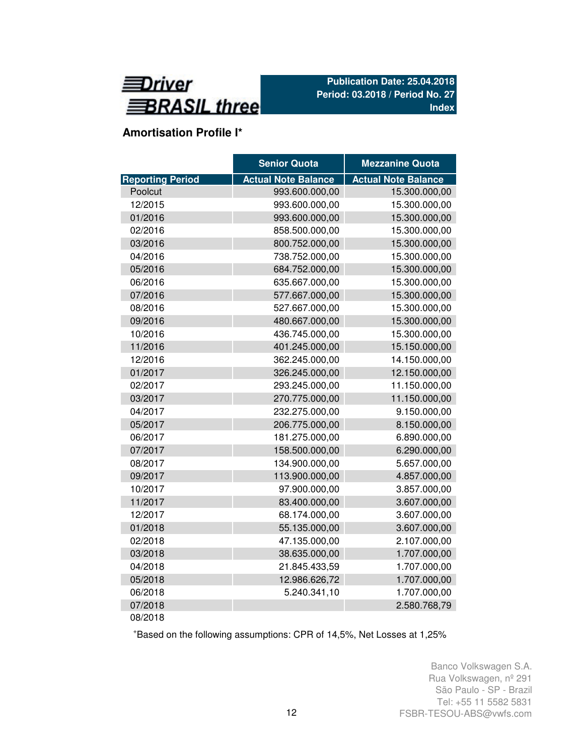**Publication Date: 25.04.2018**
**Period: 03.2018 / Period No. 27**
**Index**

## Amortisation Profile I*

| | Senior Quota | Mezzanine Quota |
|---|---|---|
| **Reporting Period** | **Actual Note Balance** | **Actual Note Balance** |
| Poolcut | 993.600.000,00 | 15.300.000,00 |
| 12/2015 | 993.600.000,00 | 15.300.000,00 |
| 01/2016 | 993.600.000,00 | 15.300.000,00 |
| 02/2016 | 858.500.000,00 | 15.300.000,00 |
| 03/2016 | 800.752.000,00 | 15.300.000,00 |
| 04/2016 | 738.752.000,00 | 15.300.000,00 |
| 05/2016 | 684.752.000,00 | 15.300.000,00 |
| 06/2016 | 635.667.000,00 | 15.300.000,00 |
| 07/2016 | 577.667.000,00 | 15.300.000,00 |
| 08/2016 | 527.667.000,00 | 15.300.000,00 |
| 09/2016 | 480.667.000,00 | 15.300.000,00 |
| 10/2016 | 436.745.000,00 | 15.300.000,00 |
| 11/2016 | 401.245.000,00 | 15.150.000,00 |
| 12/2016 | 362.245.000,00 | 14.150.000,00 |
| 01/2017 | 326.245.000,00 | 12.150.000,00 |
| 02/2017 | 293.245.000,00 | 11.150.000,00 |
| 03/2017 | 270.775.000,00 | 11.150.000,00 |
| 04/2017 | 232.275.000,00 | 9.150.000,00 |
| 05/2017 | 206.775.000,00 | 8.150.000,00 |
| 06/2017 | 181.275.000,00 | 6.890.000,00 |
| 07/2017 | 158.500.000,00 | 6.290.000,00 |
| 08/2017 | 134.900.000,00 | 5.657.000,00 |
| 09/2017 | 113.900.000,00 | 4.857.000,00 |
| 10/2017 | 97.900.000,00 | 3.857.000,00 |
| 11/2017 | 83.400.000,00 | 3.607.000,00 |
| 12/2017 | 68.174.000,00 | 3.607.000,00 |
| 01/2018 | 55.135.000,00 | 3.607.000,00 |
| 02/2018 | 47.135.000,00 | 2.107.000,00 |
| 03/2018 | 38.635.000,00 | 1.707.000,00 |
| 04/2018 | 21.845.433,59 | 1.707.000,00 |
| 05/2018 | 12.986.626,72 | 1.707.000,00 |
| 06/2018 | 5.240.341,10 | 1.707.000,00 |
| 07/2018 | | 2.580.768,79 |
| 08/2018 | | |

*Based on the following assumptions: CPR of 14,5%, Net Losses at 1,25%

Banco Volkswagen S.A.
Rua Volkswagen, nº 291
São Paulo - SP - Brazil
Tel: +55 11 5582 5831
FSBR-TESOU-ABS@vwfs.com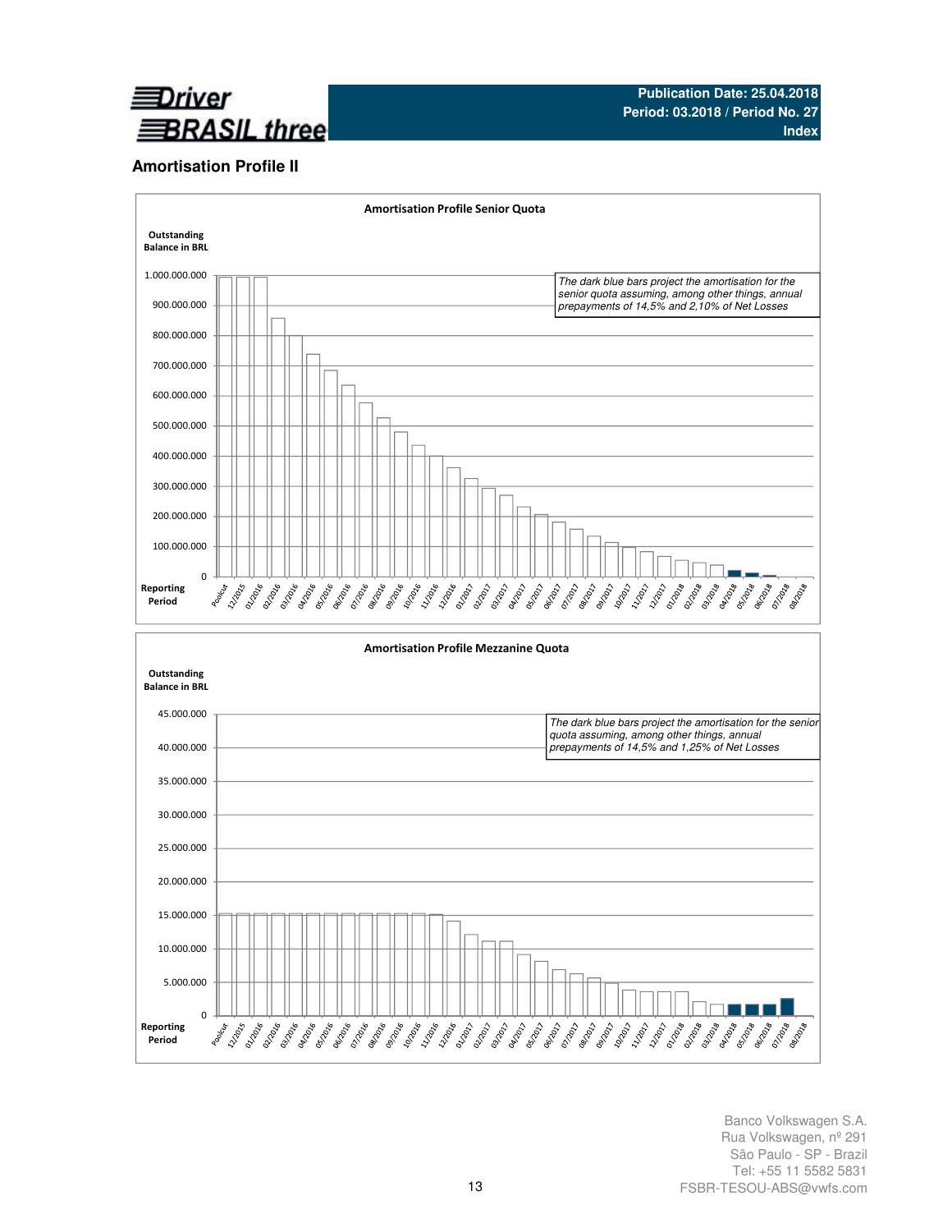## Amortisation Profile II

**Amortisation Profile Senior Quota**

Outstanding Balance in BRL

*The dark blue bars project the amortisation for the senior quota assuming, among other things, annual prepayments of 14,5% and 2,10% of Net Losses*

1.000.000.000
900.000.000
800.000.000
700.000.000
600.000.000
500.000.000
400.000.000
300.000.000
200.000.000
100.000.000
0

Reporting Period: Poolcut, 12/2015, 01/2016, 02/2016, 03/2016, 04/2016, 05/2016, 06/2016, 07/2016, 08/2016, 09/2016, 10/2016, 11/2016, 12/2016, 01/2017, 02/2017, 03/2017, 04/2017, 05/2017, 06/2017, 07/2017, 08/2017, 09/2017, 10/2017, 11/2017, 12/2017, 01/2018, 02/2018, 03/2018, 04/2018, 05/2018, 06/2018, 07/2018, 08/2018

**Amortisation Profile Mezzanine Quota**

Outstanding Balance in BRL

*The dark blue bars project the amortisation for the senior quota assuming, among other things, annual prepayments of 14,5% and 1,25% of Net Losses*

45.000.000
40.000.000
35.000.000
30.000.000
25.000.000
20.000.000
15.000.000
10.000.000
5.000.000
0

Reporting Period: Poolcut, 12/2015, 01/2016, 02/2016, 03/2016, 04/2016, 05/2016, 06/2016, 07/2016, 08/2016, 09/2016, 10/2016, 11/2016, 12/2016, 01/2017, 02/2017, 03/2017, 04/2017, 05/2017, 06/2017, 07/2017, 08/2017, 09/2017, 10/2017, 11/2017, 12/2017, 01/2018, 02/2018, 03/2018, 04/2018, 05/2018, 06/2018, 07/2018, 08/2018

Banco Volkswagen S.A.
Rua Volkswagen, nº 291
São Paulo - SP - Brazil
Tel: +55 11 5582 5831
FSBR-TESOU-ABS@vwfs.com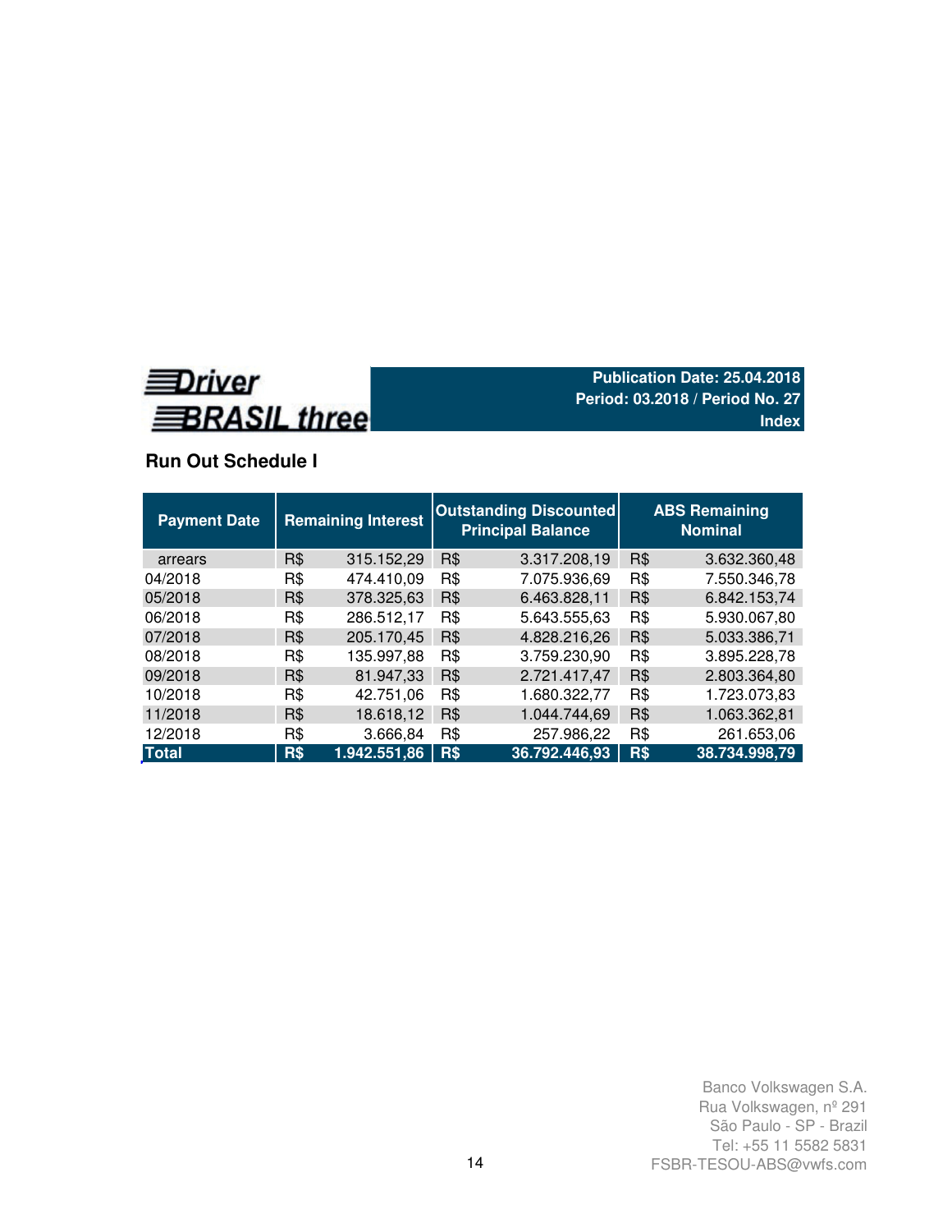**Driver BRASIL three**

**Publication Date: 25.04.2018**
**Period: 03.2018 / Period No. 27**
**Index**

## Run Out Schedule I

| Payment Date | Remaining Interest | | Outstanding Discounted Principal Balance | | ABS Remaining Nominal | |
|---|---|---|---|---|---|---|
| arrears | R$ | 315.152,29 | R$ | 3.317.208,19 | R$ | 3.632.360,48 |
| 04/2018 | R$ | 474.410,09 | R$ | 7.075.936,69 | R$ | 7.550.346,78 |
| 05/2018 | R$ | 378.325,63 | R$ | 6.463.828,11 | R$ | 6.842.153,74 |
| 06/2018 | R$ | 286.512,17 | R$ | 5.643.555,63 | R$ | 5.930.067,80 |
| 07/2018 | R$ | 205.170,45 | R$ | 4.828.216,26 | R$ | 5.033.386,71 |
| 08/2018 | R$ | 135.997,88 | R$ | 3.759.230,90 | R$ | 3.895.228,78 |
| 09/2018 | R$ | 81.947,33 | R$ | 2.721.417,47 | R$ | 2.803.364,80 |
| 10/2018 | R$ | 42.751,06 | R$ | 1.680.322,77 | R$ | 1.723.073,83 |
| 11/2018 | R$ | 18.618,12 | R$ | 1.044.744,69 | R$ | 1.063.362,81 |
| 12/2018 | R$ | 3.666,84 | R$ | 257.986,22 | R$ | 261.653,06 |
| **Total** | **R$** | **1.942.551,86** | **R$** | **36.792.446,93** | **R$** | **38.734.998,79** |

Banco Volkswagen S.A.
Rua Volkswagen, nº 291
São Paulo - SP - Brazil
Tel: +55 11 5582 5831
FSBR-TESOU-ABS@vwfs.com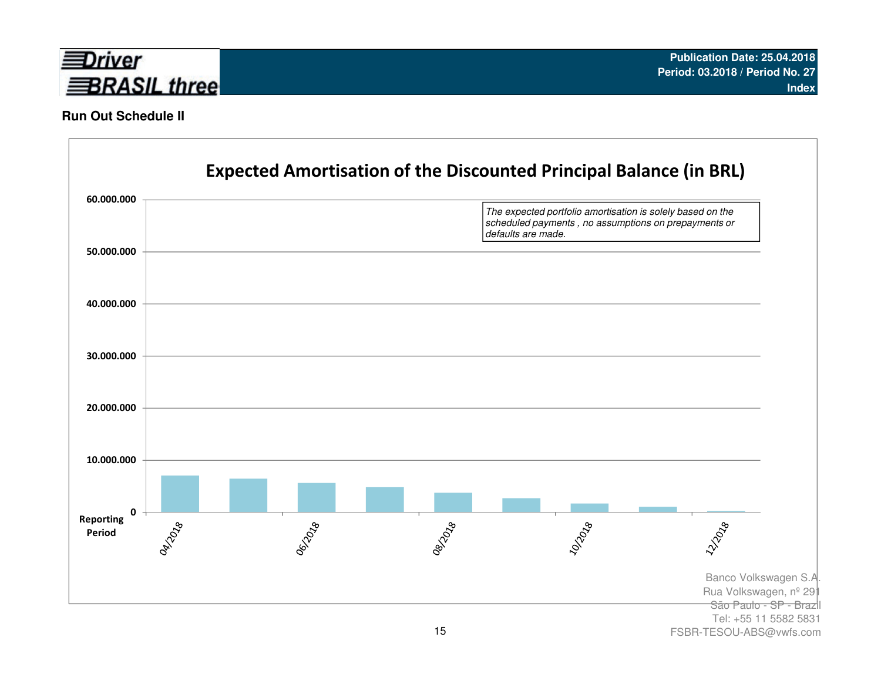Publication Date: 25.04.2018
Period: 03.2018 / Period No. 27
Index

## Run Out Schedule II

### Expected Amortisation of the Discounted Principal Balance (in BRL)

*The expected portfolio amortisation is solely based on the scheduled payments , no assumptions on prepayments or defaults are made.*

60.000.000
50.000.000
40.000.000
30.000.000
20.000.000
10.000.000
0

Reporting Period

04/2018 06/2018 08/2018 10/2018 12/2018

Banco Volkswagen S.A.
Rua Volkswagen, nº 291
São Paulo - SP - Brazil
Tel: +55 11 5582 5831
FSBR-TESOU-ABS@vwfs.com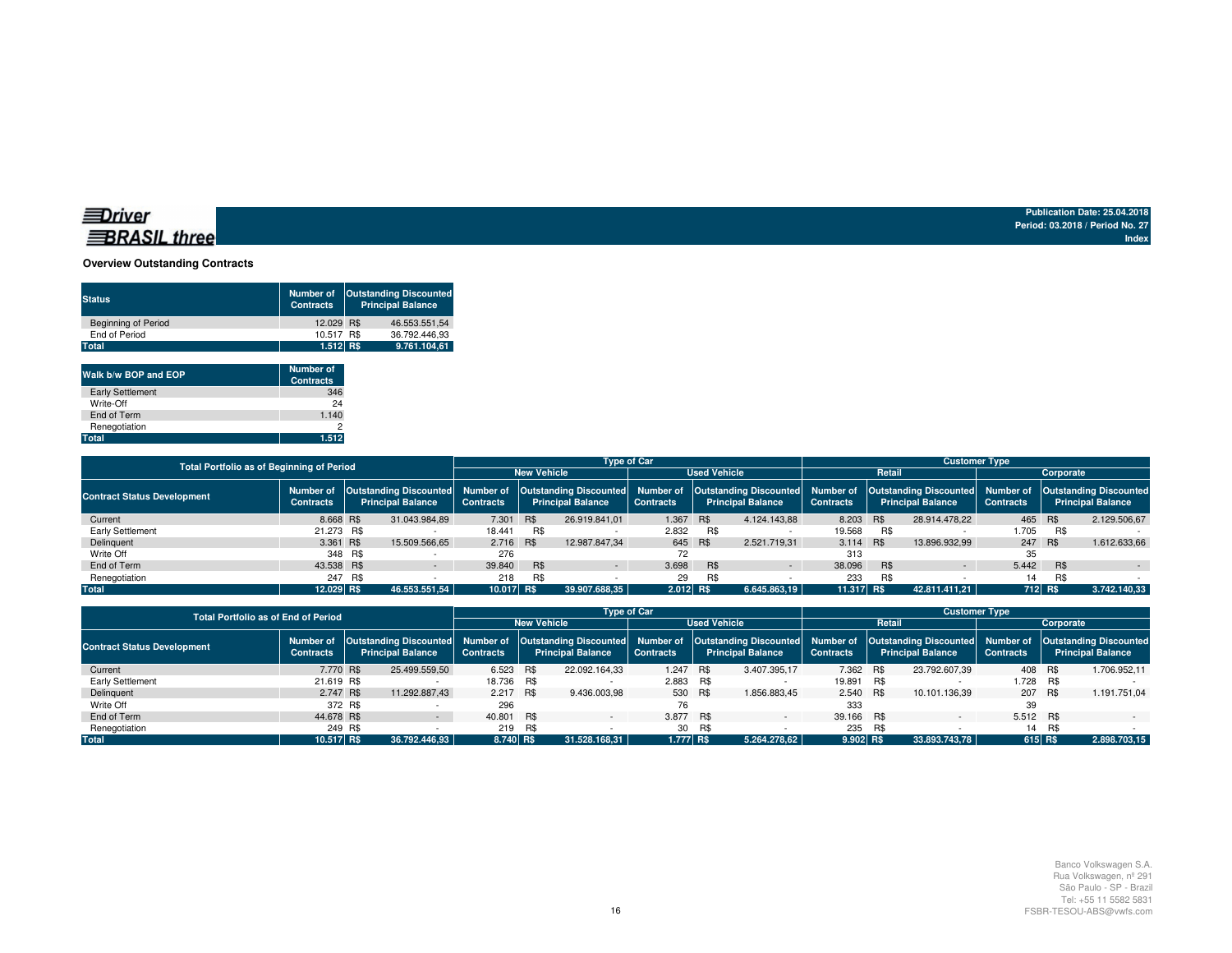**Driver BRASIL three**

Publication Date: 25.04.2018
Period: 03.2018 / Period No. 27
Index

## Overview Outstanding Contracts

| Status | Number of Contracts | Outstanding Discounted Principal Balance |
|---|---|---|
| Beginning of Period | 12.029 | R$ 46.553.551,54 |
| End of Period | 10.517 | R$ 36.792.446,93 |
| **Total** | **1.512** | **R$ 9.761.104,61** |

| Walk b/w BOP and EOP | Number of Contracts |
|---|---|
| Early Settlement | 346 |
| Write-Off | 24 |
| End of Term | 1.140 |
| Renegotiation | 2 |
| **Total** | **1.512** |

| Total Portfolio as of Beginning of Period | | | Type of Car | | | | Customer Type | | | |
|---|---|---|---|---|---|---|---|---|---|---|
| | | | New Vehicle | | Used Vehicle | | Retail | | Corporate | |
| Contract Status Development | Number of Contracts | Outstanding Discounted Principal Balance | Number of Contracts | Outstanding Discounted Principal Balance | Number of Contracts | Outstanding Discounted Principal Balance | Number of Contracts | Outstanding Discounted Principal Balance | Number of Contracts | Outstanding Discounted Principal Balance |
| Current | 8.668 | R$ 31.043.984,89 | 7.301 | R$ 26.919.841,01 | 1.367 | R$ 4.124.143,88 | 8.203 | R$ 28.914.478,22 | 465 | R$ 2.129.506,67 |
| Early Settlement | 21.273 | R$ - | 18.441 | R$ - | 2.832 | R$ - | 19.568 | R$ - | 1.705 | R$ - |
| Delinquent | 3.361 | R$ 15.509.566,65 | 2.716 | R$ 12.987.847,34 | 645 | R$ 2.521.719,31 | 3.114 | R$ 13.896.932,99 | 247 | R$ 1.612.633,66 |
| Write Off | 348 | R$ - | 276 | | 72 | | 313 | | 35 | |
| End of Term | 43.538 | R$ - | 39.840 | R$ - | 3.698 | R$ - | 38.096 | R$ - | 5.442 | R$ - |
| Renegotiation | 247 | R$ - | 218 | R$ - | 29 | R$ - | 233 | R$ - | 14 | R$ - |
| **Total** | **12.029** | **R$ 46.553.551,54** | **10.017** | **R$ 39.907.688,35** | **2.012** | **R$ 6.645.863,19** | **11.317** | **R$ 42.811.411,21** | **712** | **R$ 3.742.140,33** |

| Total Portfolio as of End of Period | | | Type of Car | | | | Customer Type | | | |
|---|---|---|---|---|---|---|---|---|---|---|
| | | | New Vehicle | | Used Vehicle | | Retail | | Corporate | |
| Contract Status Development | Number of Contracts | Outstanding Discounted Principal Balance | Number of Contracts | Outstanding Discounted Principal Balance | Number of Contracts | Outstanding Discounted Principal Balance | Number of Contracts | Outstanding Discounted Principal Balance | Number of Contracts | Outstanding Discounted Principal Balance |
| Current | 7.770 | R$ 25.499.559,50 | 6.523 | R$ 22.092.164,33 | 1.247 | R$ 3.407.395,17 | 7.362 | R$ 23.792.607,39 | 408 | R$ 1.706.952,11 |
| Early Settlement | 21.619 | R$ - | 18.736 | R$ - | 2.883 | R$ - | 19.891 | R$ - | 1.728 | R$ - |
| Delinquent | 2.747 | R$ 11.292.887,43 | 2.217 | R$ 9.436.003,98 | 530 | R$ 1.856.883,45 | 2.540 | R$ 10.101.136,39 | 207 | R$ 1.191.751,04 |
| Write Off | 372 | R$ - | 296 | | 76 | | 333 | | 39 | |
| End of Term | 44.678 | R$ - | 40.801 | R$ - | 3.877 | R$ - | 39.166 | R$ - | 5.512 | R$ - |
| Renegotiation | 249 | R$ - | 219 | R$ - | 30 | R$ - | 235 | R$ - | 14 | R$ - |
| **Total** | **10.517** | **R$ 36.792.446,93** | **8.740** | **R$ 31.528.168,31** | **1.777** | **R$ 5.264.278,62** | **9.902** | **R$ 33.893.743,78** | **615** | **R$ 2.898.703,15** |

Banco Volkswagen S.A.
Rua Volkswagen, nº 291
São Paulo - SP - Brazil
Tel: +55 11 5582 5831
FSBR-TESOU-ABS@vwfs.com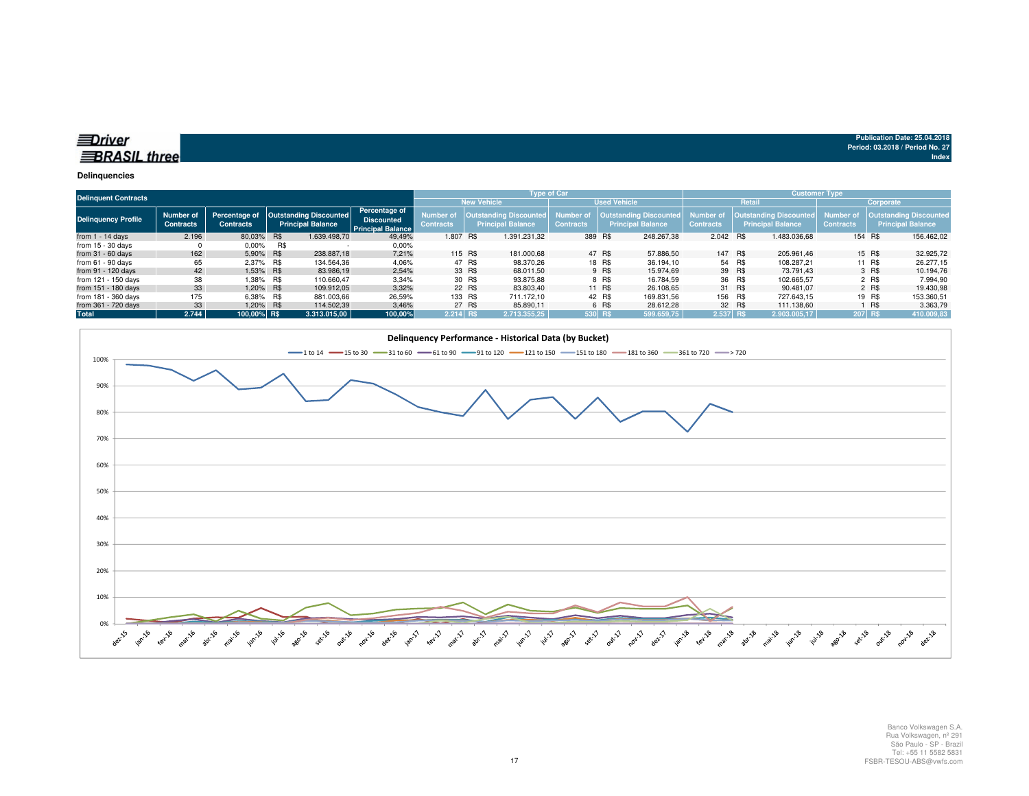**Driver BRASIL three**

Publication Date: 25.04.2018
Period: 03.2018 / Period No. 27
Index

## Delinquencies

| Delinquent Contracts | | | | | Type of Car | | | | Customer Type | | | |
|---|---|---|---|---|---|---|---|---|---|---|---|---|
| | | | | | New Vehicle | | Used Vehicle | | Retail | | Corporate | |
| Delinquency Profile | Number of Contracts | Percentage of Contracts | Outstanding Discounted Principal Balance | Percentage of Discounted Principal Balance | Number of Contracts | Outstanding Discounted Principal Balance | Number of Contracts | Outstanding Discounted Principal Balance | Number of Contracts | Outstanding Discounted Principal Balance | Number of Contracts | Outstanding Discounted Principal Balance |
| from 1 - 14 days | 2.196 | 80,03% | R$ 1.639.498,70 | 49,49% | 1.807 | R$ 1.391.231,32 | 389 | R$ 248.267,38 | 2.042 | R$ 1.483.036,68 | 154 | R$ 156.462,02 |
| from 15 - 30 days | 0 | 0,00% | R$ - | 0,00% | | | | | | | | |
| from 31 - 60 days | 162 | 5,90% | R$ 238.887,18 | 7,21% | 115 | R$ 181.000,68 | 47 | R$ 57.886,50 | 147 | R$ 205.961,46 | 15 | R$ 32.925,72 |
| from 61 - 90 days | 65 | 2,37% | R$ 134.564,36 | 4,06% | 47 | R$ 98.370,26 | 18 | R$ 36.194,10 | 54 | R$ 108.287,21 | 11 | R$ 26.277,15 |
| from 91 - 120 days | 42 | 1,53% | R$ 83.986,19 | 2,54% | 33 | R$ 68.011,50 | 9 | R$ 15.974,69 | 39 | R$ 73.791,43 | 3 | R$ 10.194,76 |
| from 121 - 150 days | 38 | 1,38% | R$ 110.660,47 | 3,34% | 30 | R$ 93.875,88 | 8 | R$ 16.784,59 | 36 | R$ 102.665,57 | 2 | R$ 7.994,90 |
| from 151 - 180 days | 33 | 1,20% | R$ 109.912,05 | 3,32% | 22 | R$ 83.803,40 | 11 | R$ 26.108,65 | 31 | R$ 90.481,07 | 2 | R$ 19.430,98 |
| from 181 - 360 days | 175 | 6,38% | R$ 881.003,66 | 26,59% | 133 | R$ 711.172,10 | 42 | R$ 169.831,56 | 156 | R$ 727.643,15 | 19 | R$ 153.360,51 |
| from 361 - 720 days | 33 | 1,20% | R$ 114.502,39 | 3,46% | 27 | R$ 85.890,11 | 6 | R$ 28.612,28 | 32 | R$ 111.138,60 | 1 | R$ 3.363,79 |
| **Total** | **2.744** | **100,00%** | **R$ 3.313.015,00** | **100,00%** | **2.214** | **R$ 2.713.355,25** | **530** | **R$ 599.659,75** | **2.537** | **R$ 2.903.005,17** | **207** | **R$ 410.009,83** |

**Delinquency Performance - Historical Data (by Bucket)**

Banco Volkswagen S.A.
Rua Volkswagen, nº 291
São Paulo - SP - Brazil
Tel: +55 11 5582 5831
FSBR-TESOU-ABS@vwfs.com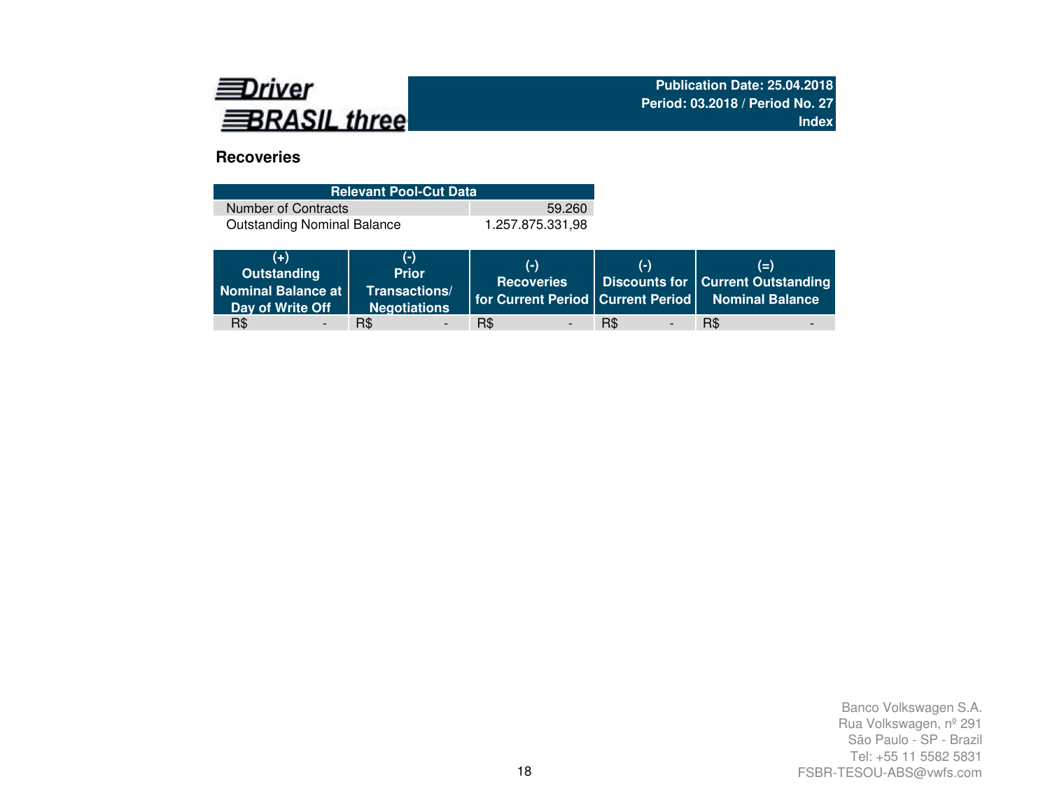Driver BRASIL three

**Publication Date: 25.04.2018**
**Period: 03.2018 / Period No. 27**
**Index**

## Recoveries

| Relevant Pool-Cut Data | |
|---|---|
| Number of Contracts | 59.260 |
| Outstanding Nominal Balance | 1.257.875.331,98 |

| (+) Outstanding Nominal Balance at Day of Write Off | (-) Prior Transactions/ Negotiations | (-) Recoveries for Current Period | (-) Discounts for Current Period | (=) Current Outstanding Nominal Balance |
|---|---|---|---|---|
| R$ - | R$ - | R$ - | R$ - | R$ - |

Banco Volkswagen S.A.
Rua Volkswagen, nº 291
São Paulo - SP - Brazil
Tel: +55 11 5582 5831
FSBR-TESOU-ABS@vwfs.com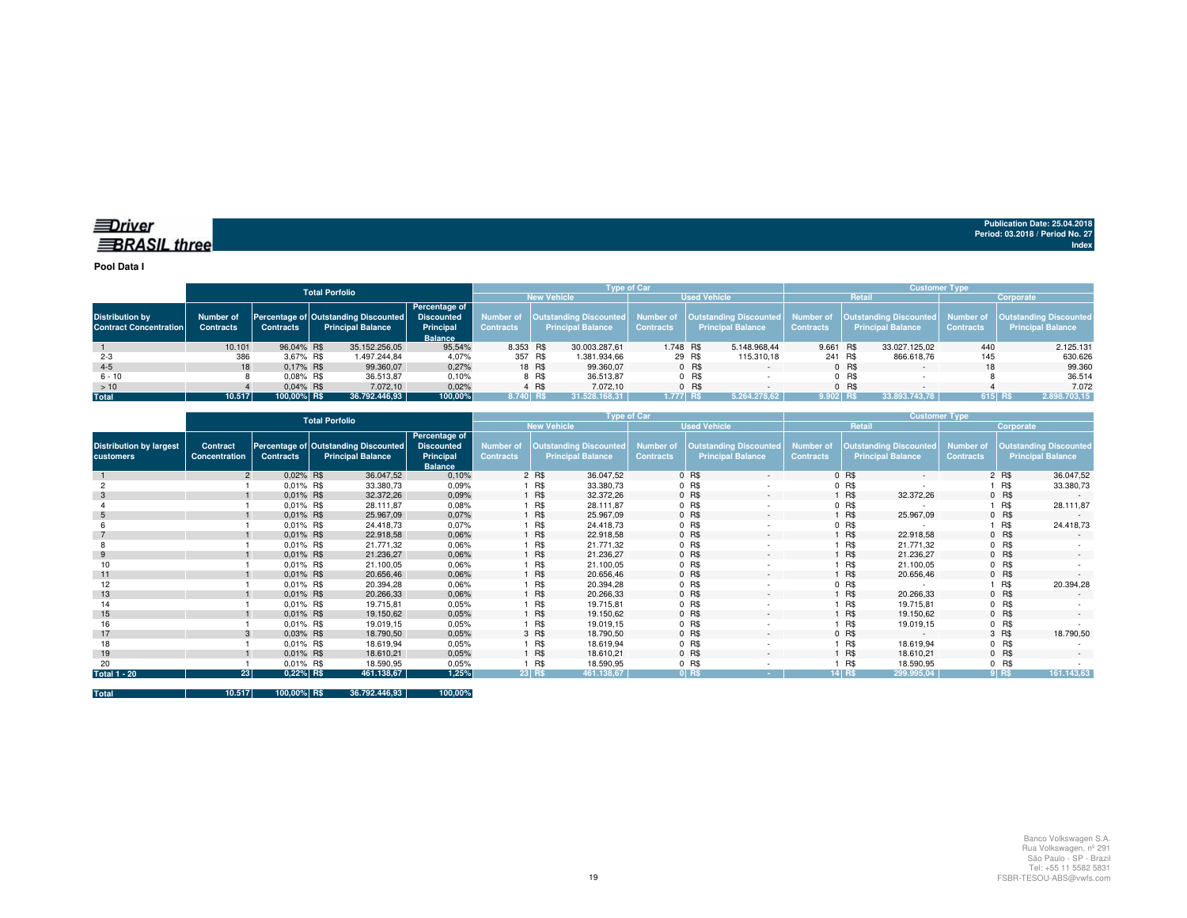Driver BRASIL three

Publication Date: 25.04.2018
Period: 03.2018 / Period No. 27
Index

**Pool Data I**

| Distribution by Contract Concentration | Total Porfolio | | | | Type of Car | | | | Customer Type | | | |
|---|---|---|---|---|---|---|---|---|---|---|---|---|
| | | | | | New Vehicle | | Used Vehicle | | Retail | | Corporate | |
| | Number of Contracts | Percentage of Contracts | Outstanding Discounted Principal Balance | Percentage of Discounted Principal Balance | Number of Contracts | Outstanding Discounted Principal Balance | Number of Contracts | Outstanding Discounted Principal Balance | Number of Contracts | Outstanding Discounted Principal Balance | Number of Contracts | Outstanding Discounted Principal Balance |
| 1 | 10.101 | 96,04% | R$ 35.152.256,05 | 95,54% | 8.353 | R$ 30.003.287,61 | 1.748 | R$ 5.148.968,44 | 9.661 | R$ 33.027.125,02 | 440 | 2.125.131 |
| 2-3 | 386 | 3,67% | R$ 1.497.244,84 | 4,07% | 357 | R$ 1.381.934,66 | 29 | R$ 115.310,18 | 241 | R$ 866.618,76 | 145 | 630.626 |
| 4-5 | 18 | 0,17% | R$ 99.360,07 | 0,27% | 18 | R$ 99.360,07 | 0 | R$ - | 0 | R$ - | 18 | 99.360 |
| 6 - 10 | 8 | 0,08% | R$ 36.513,87 | 0,10% | 8 | R$ 36.513,87 | 0 | R$ - | 0 | R$ - | 8 | 36.514 |
| > 10 | 4 | 0,04% | R$ 7.072,10 | 0,02% | 4 | R$ 7.072,10 | 0 | R$ - | 0 | R$ - | 4 | 7.072 |
| **Total** | **10.517** | **100,00%** | **R$ 36.792.446,93** | **100,00%** | **8.740** | **R$ 31.528.168,31** | **1.777** | **R$ 5.264.278,62** | **9.902** | **R$ 33.893.743,78** | **615** | **R$ 2.898.703,15** |

| Distribution by largest customers | Total Porfolio | | | | Type of Car | | | | Customer Type | | | |
|---|---|---|---|---|---|---|---|---|---|---|---|---|
| | | | | | New Vehicle | | Used Vehicle | | Retail | | Corporate | |
| | Contract Concentration | Percentage of Contracts | Outstanding Discounted Principal Balance | Percentage of Discounted Principal Balance | Number of Contracts | Outstanding Discounted Principal Balance | Number of Contracts | Outstanding Discounted Principal Balance | Number of Contracts | Outstanding Discounted Principal Balance | Number of Contracts | Outstanding Discounted Principal Balance |
| 1 | 2 | 0,02% | R$ 36.047,52 | 0,10% | 2 | R$ 36.047,52 | 0 | R$ - | 0 | R$ - | 2 | R$ 36.047,52 |
| 2 | 1 | 0,01% | R$ 33.380,73 | 0,09% | 1 | R$ 33.380,73 | 0 | R$ - | 0 | R$ - | 1 | R$ 33.380,73 |
| 3 | 1 | 0,01% | R$ 32.372,26 | 0,09% | 1 | R$ 32.372,26 | 0 | R$ - | 1 | R$ 32.372,26 | 0 | R$ - |
| 4 | 1 | 0,01% | R$ 28.111,87 | 0,08% | 1 | R$ 28.111,87 | 0 | R$ - | 0 | R$ - | 1 | R$ 28.111,87 |
| 5 | 1 | 0,01% | R$ 25.967,09 | 0,07% | 1 | R$ 25.967,09 | 0 | R$ - | 1 | R$ 25.967,09 | 0 | R$ - |
| 6 | 1 | 0,01% | R$ 24.418,73 | 0,07% | 1 | R$ 24.418,73 | 0 | R$ - | 0 | R$ - | 1 | R$ 24.418,73 |
| 7 | 1 | 0,01% | R$ 22.918,58 | 0,06% | 1 | R$ 22.918,58 | 0 | R$ - | 1 | R$ 22.918,58 | 0 | R$ - |
| 8 | 1 | 0,01% | R$ 21.771,32 | 0,06% | 1 | R$ 21.771,32 | 0 | R$ - | 1 | R$ 21.771,32 | 0 | R$ - |
| 9 | 1 | 0,01% | R$ 21.236,27 | 0,06% | 1 | R$ 21.236,27 | 0 | R$ - | 1 | R$ 21.236,27 | 0 | R$ - |
| 10 | 1 | 0,01% | R$ 21.100,05 | 0,06% | 1 | R$ 21.100,05 | 0 | R$ - | 1 | R$ 21.100,05 | 0 | R$ - |
| 11 | 1 | 0,01% | R$ 20.656,46 | 0,06% | 1 | R$ 20.656,46 | 0 | R$ - | 1 | R$ 20.656,46 | 0 | R$ - |
| 12 | 1 | 0,01% | R$ 20.394,28 | 0,06% | 1 | R$ 20.394,28 | 0 | R$ - | 0 | R$ - | 1 | R$ 20.394,28 |
| 13 | 1 | 0,01% | R$ 20.266,33 | 0,06% | 1 | R$ 20.266,33 | 0 | R$ - | 1 | R$ 20.266,33 | 0 | R$ - |
| 14 | 1 | 0,01% | R$ 19.715,81 | 0,05% | 1 | R$ 19.715,81 | 0 | R$ - | 1 | R$ 19.715,81 | 0 | R$ - |
| 15 | 1 | 0,01% | R$ 19.150,62 | 0,05% | 1 | R$ 19.150,62 | 0 | R$ - | 1 | R$ 19.150,62 | 0 | R$ - |
| 16 | 1 | 0,01% | R$ 19.019,15 | 0,05% | 1 | R$ 19.019,15 | 0 | R$ - | 1 | R$ 19.019,15 | 0 | R$ - |
| 17 | 3 | 0,03% | R$ 18.790,50 | 0,05% | 3 | R$ 18.790,50 | 0 | R$ - | 0 | R$ - | 3 | R$ 18.790,50 |
| 18 | 1 | 0,01% | R$ 18.619,94 | 0,05% | 1 | R$ 18.619,94 | 0 | R$ - | 1 | R$ 18.619,94 | 0 | R$ - |
| 19 | 1 | 0,01% | R$ 18.610,21 | 0,05% | 1 | R$ 18.610,21 | 0 | R$ - | 1 | R$ 18.610,21 | 0 | R$ - |
| 20 | 1 | 0,01% | R$ 18.590,95 | 0,05% | 1 | R$ 18.590,95 | 0 | R$ - | 1 | R$ 18.590,95 | 0 | R$ - |
| **Total 1 - 20** | **23** | **0,22%** | **R$ 461.138,67** | **1,25%** | **23** | **R$ 461.138,67** | **0** | **R$ -** | **14** | **R$ 299.995,04** | **9** | **R$ 161.143,63** |

| | | | | |
|---|---|---|---|---|
| **Total** | **10.517** | **100,00%** | **R$ 36.792.446,93** | **100,00%** |

Banco Volkswagen S.A.
Rua Volkswagen, nº 291
São Paulo - SP - Brazil
Tel: +55 11 5582 5831
FSBR-TESOU-ABS@vwfs.com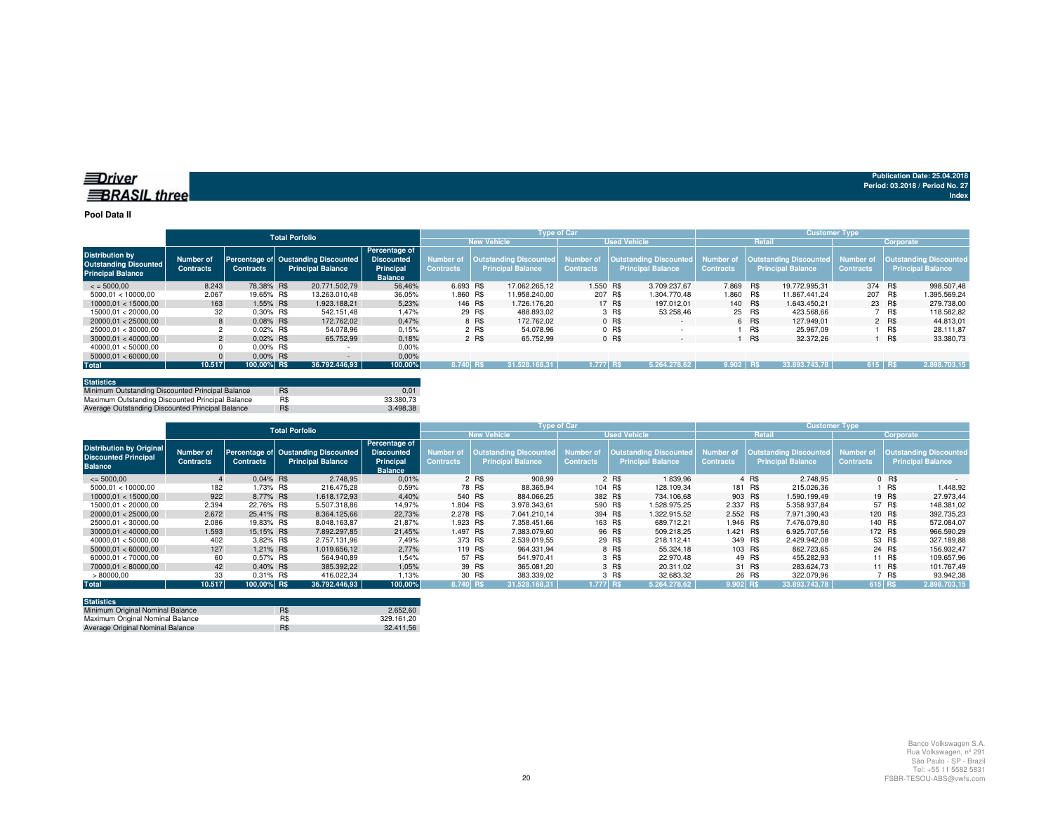**Driver BRASIL three**

Publication Date: 25.04.2018
Period: 03.2018 / Period No. 27
Index

## Pool Data II

| Distribution by Outstanding Discounted Principal Balance | Total Porfolio | | | | Type of Car | | | | Customer Type | | | |
|---|---|---|---|---|---|---|---|---|---|---|---|---|
| | | | | | New Vehicle | | Used Vehicle | | Retail | | Corporate | |
| | Number of Contracts | Percentage of Contracts | Oustanding Discounted Principal Balance | Percentage of Discounted Principal Balance | Number of Contracts | Outstanding Discounted Principal Balance | Number of Contracts | Outstanding Discounted Principal Balance | Number of Contracts | Outstanding Discounted Principal Balance | Number of Contracts | Outstanding Discounted Principal Balance |
| < = 5000,00 | 8.243 | 78,38% | R$ 20.771.502,79 | 56,46% | 6.693 | R$ 17.062.265,12 | 1.550 | R$ 3.709.237,67 | 7.869 | R$ 19.772.995,31 | 374 | R$ 998.507,48 |
| 5000,01 < 10000,00 | 2.067 | 19,65% | R$ 13.263.010,48 | 36,05% | 1.860 | R$ 11.958.240,00 | 207 | R$ 1.304.770,48 | 1.860 | R$ 11.867.441,24 | 207 | R$ 1.395.569,24 |
| 10000,01 < 15000,00 | 163 | 1,55% | R$ 1.923.188,21 | 5,23% | 146 | R$ 1.726.176,20 | 17 | R$ 197.012,01 | 140 | R$ 1.643.450,21 | 23 | R$ 279.738,00 |
| 15000,01 < 20000,00 | 32 | 0,30% | R$ 542.151,48 | 1,47% | 29 | R$ 488.893,02 | 3 | R$ 53.258,46 | 25 | R$ 423.568,66 | 7 | R$ 118.582,82 |
| 20000,01 < 25000,00 | 8 | 0,08% | R$ 172.762,02 | 0,47% | 8 | R$ 172.762,02 | 0 | R$ - | 6 | R$ 127.949,01 | 2 | R$ 44.813,01 |
| 25000,01 < 30000,00 | 2 | 0,02% | R$ 54.078,96 | 0,15% | 2 | R$ 54.078,96 | 0 | R$ - | 1 | R$ 25.967,09 | 1 | R$ 28.111,87 |
| 30000,01 < 40000,00 | 2 | 0,02% | R$ 65.752,99 | 0,18% | 2 | R$ 65.752,99 | 0 | R$ - | 1 | R$ 32.372,26 | 1 | R$ 33.380,73 |
| 40000,01 < 50000,00 | 0 | 0,00% | R$ - | 0,00% | | | | | | | | |
| 50000,01 < 60000,00 | 0 | 0,00% | R$ - | 0,00% | | | | | | | | |
| **Total** | **10.517** | **100,00%** | **R$ 36.792.446,93** | **100,00%** | **8.740** | **R$ 31.528.168,31** | **1.777** | **R$ 5.264.278,62** | **9.902** | **R$ 33.893.743,78** | **615** | **R$ 2.898.703,15** |

| Statistics | | |
|---|---|---|
| Minimum Outstanding Discounted Principal Balance | R$ | 0,01 |
| Maximum Outstanding Discounted Principal Balance | R$ | 33.380,73 |
| Average Outstanding Discounted Principal Balance | R$ | 3.498,38 |

| Distribution by Original Discounted Principal Balance | Total Porfolio | | | | Type of Car | | | | Customer Type | | | |
|---|---|---|---|---|---|---|---|---|---|---|---|---|
| | | | | | New Vehicle | | Used Vehicle | | Retail | | Corporate | |
| | Number of Contracts | Percentage of Contracts | Oustanding Discounted Principal Balance | Percentage of Discounted Principal Balance | Number of Contracts | Outstanding Discounted Principal Balance | Number of Contracts | Outstanding Discounted Principal Balance | Number of Contracts | Outstanding Discounted Principal Balance | Number of Contracts | Outstanding Discounted Principal Balance |
| <= 5000,00 | 4 | 0,04% | R$ 2.748,95 | 0,01% | 2 | R$ 908,99 | 2 | R$ 1.839,96 | 4 | R$ 2.748,95 | 0 | R$ - |
| 5000,01 < 10000,00 | 182 | 1,73% | R$ 216.475,28 | 0,59% | 78 | R$ 88.365,94 | 104 | R$ 128.109,34 | 181 | R$ 215.026,36 | 1 | R$ 1.448,92 |
| 10000,01 < 15000,00 | 922 | 8,77% | R$ 1.618.172,93 | 4,40% | 540 | R$ 884.066,25 | 382 | R$ 734.106,68 | 903 | R$ 1.590.199,49 | 19 | R$ 27.973,44 |
| 15000,01 < 20000,00 | 2.394 | 22,76% | R$ 5.507.318,86 | 14,97% | 1.804 | R$ 3.978.343,61 | 590 | R$ 1.528.975,25 | 2.337 | R$ 5.358.937,84 | 57 | R$ 148.381,02 |
| 20000,01 < 25000,00 | 2.672 | 25,41% | R$ 8.364.125,66 | 22,73% | 2.278 | R$ 7.041.210,14 | 394 | R$ 1.322.915,52 | 2.552 | R$ 7.971.390,43 | 120 | R$ 392.735,23 |
| 25000,01 < 30000,00 | 2.086 | 19,83% | R$ 8.048.163,87 | 21,87% | 1.923 | R$ 7.358.451,66 | 163 | R$ 689.712,21 | 1.946 | R$ 7.476.079,80 | 140 | R$ 572.084,07 |
| 30000,01 < 40000,00 | 1.593 | 15,15% | R$ 7.892.297,85 | 21,45% | 1.497 | R$ 7.383.079,60 | 96 | R$ 509.218,25 | 1.421 | R$ 6.925.707,56 | 172 | R$ 966.590,29 |
| 40000,01 < 50000,00 | 402 | 3,82% | R$ 2.757.131,96 | 7,49% | 373 | R$ 2.539.019,55 | 29 | R$ 218.112,41 | 349 | R$ 2.429.942,08 | 53 | R$ 327.189,88 |
| 50000,01 < 60000,00 | 127 | 1,21% | R$ 1.019.656,12 | 2,77% | 119 | R$ 964.331,94 | 8 | R$ 55.324,18 | 103 | R$ 862.723,65 | 24 | R$ 156.932,47 |
| 60000,01 < 70000,00 | 60 | 0,57% | R$ 564.940,89 | 1,54% | 57 | R$ 541.970,41 | 3 | R$ 22.970,48 | 49 | R$ 455.282,93 | 11 | R$ 109.657,96 |
| 70000,01 < 80000,00 | 42 | 0,40% | R$ 385.392,22 | 1,05% | 39 | R$ 365.081,20 | 3 | R$ 20.311,02 | 31 | R$ 283.624,73 | 11 | R$ 101.767,49 |
| > 80000,00 | 33 | 0,31% | R$ 416.022,34 | 1,13% | 30 | R$ 383.339,02 | 3 | R$ 32.683,32 | 26 | R$ 322.079,96 | 7 | R$ 93.942,38 |
| **Total** | **10.517** | **100,00%** | **R$ 36.792.446,93** | **100,00%** | **8.740** | **R$ 31.528.168,31** | **1.777** | **R$ 5.264.278,62** | **9.902** | **R$ 33.893.743,78** | **615** | **R$ 2.898.703,15** |

| Statistics | | |
|---|---|---|
| Minimum Original Nominal Balance | R$ | 2.652,60 |
| Maximum Original Nominal Balance | R$ | 329.161,20 |
| Average Original Nominal Balance | R$ | 32.411,56 |

Banco Volkswagen S.A.
Rua Volkswagen, nº 291
São Paulo - SP - Brazil
Tel: +55 11 5582 5831
FSBR-TESOU-ABS@vwfs.com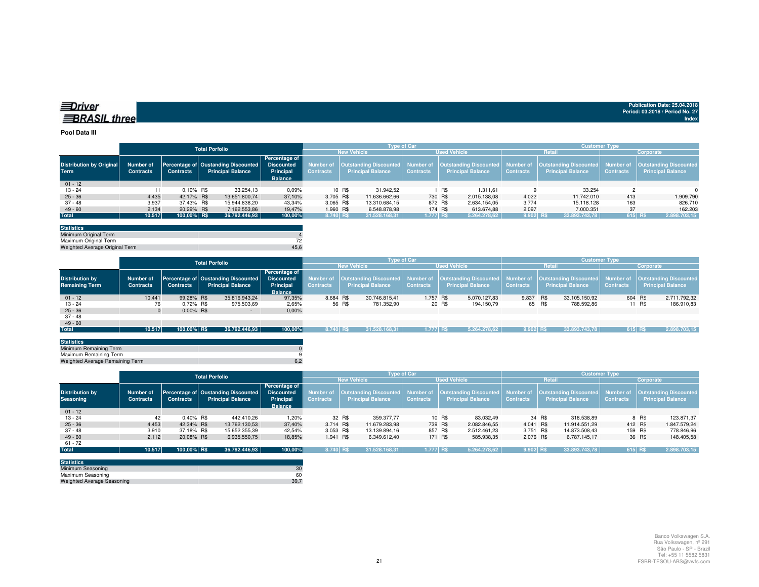Driver BRASIL three

Publication Date: 25.04.2018
Period: 03.2018 / Period No. 27
Index

**Pool Data III**

| Distribution by Original Term | Total Porfolio | | | | Type of Car | | | | Customer Type | | | |
|---|---|---|---|---|---|---|---|---|---|---|---|---|
| | | | | | New Vehicle | | Used Vehicle | | Retail | | Corporate | |
| | Number of Contracts | Percentage of Contracts | Oustanding Discounted Principal Balance | Percentage of Discounted Principal Balance | Number of Contracts | Outstanding Discounted Principal Balance | Number of Contracts | Outstanding Discounted Principal Balance | Number of Contracts | Outstanding Discounted Principal Balance | Number of Contracts | Outstanding Discounted Principal Balance |
| 01 - 12 | | | | | | | | | | | | |
| 13 - 24 | 11 | 0,10% | R$ 33.254,13 | 0,09% | 10 | R$ 31.942,52 | 1 | R$ 1.311,61 | 9 | 33.254 | 2 | 0 |
| 25 - 36 | 4.435 | 42,17% | R$ 13.651.800,74 | 37,10% | 3.705 | R$ 11.636.662,66 | 730 | R$ 2.015.138,08 | 4.022 | 11.742.010 | 413 | 1.909.790 |
| 37 - 48 | 3.937 | 37,43% | R$ 15.944.838,20 | 43,34% | 3.065 | R$ 13.310.684,15 | 872 | R$ 2.634.154,05 | 3.774 | 15.118.128 | 163 | 826.710 |
| 49 - 60 | 2.134 | 20,29% | R$ 7.162.553,86 | 19,47% | 1.960 | R$ 6.548.878,98 | 174 | R$ 613.674,88 | 2.097 | 7.000.351 | 37 | 162.203 |
| **Total** | **10.517** | **100,00%** | **R$ 36.792.446,93** | **100,00%** | **8.740** | **R$ 31.528.168,31** | **1.777** | **R$ 5.264.278,62** | **9.902** | **R$ 33.893.743,78** | **615** | **R$ 2.898.703,15** |

| Statistics | |
|---|---|
| Minimum Original Term | 4 |
| Maximum Original Term | 72 |
| Weighted Average Original Term | 45,6 |

| Distribution by Remaining Term | Total Porfolio | | | | Type of Car | | | | Customer Type | | | |
|---|---|---|---|---|---|---|---|---|---|---|---|---|
| | | | | | New Vehicle | | Used Vehicle | | Retail | | Corporate | |
| | Number of Contracts | Percentage of Contracts | Oustanding Discounted Principal Balance | Percentage of Discounted Principal Balance | Number of Contracts | Outstanding Discounted Principal Balance | Number of Contracts | Outstanding Discounted Principal Balance | Number of Contracts | Outstanding Discounted Principal Balance | Number of Contracts | Outstanding Discounted Principal Balance |
| 01 - 12 | 10.441 | 99,28% | R$ 35.816.943,24 | 97,35% | 8.684 | R$ 30.746.815,41 | 1.757 | R$ 5.070.127,83 | 9.837 | R$ 33.105.150,92 | 604 | R$ 2.711.792,32 |
| 13 - 24 | 76 | 0,72% | R$ 975.503,69 | 2,65% | 56 | R$ 781.352,90 | 20 | R$ 194.150,79 | 65 | R$ 788.592,86 | 11 | R$ 186.910,83 |
| 25 - 36 | 0 | 0,00% | R$ - | 0,00% | | | | | | | | |
| 37 - 48 | | | | | | | | | | | | |
| 49 - 60 | | | | | | | | | | | | |
| **Total** | **10.517** | **100,00%** | **R$ 36.792.446,93** | **100,00%** | **8.740** | **R$ 31.528.168,31** | **1.777** | **R$ 5.264.278,62** | **9.902** | **R$ 33.893.743,78** | **615** | **R$ 2.898.703,15** |

| Statistics | |
|---|---|
| Minimum Remaining Term | 0 |
| Maximum Remaining Term | 9 |
| Weighted Average Remaining Term | 6,2 |

| Distribution by Seasoning | Total Porfolio | | | | Type of Car | | | | Customer Type | | | |
|---|---|---|---|---|---|---|---|---|---|---|---|---|
| | | | | | New Vehicle | | Used Vehicle | | Retail | | Corporate | |
| | Number of Contracts | Percentage of Contracts | Oustanding Discounted Principal Balance | Percentage of Discounted Principal Balance | Number of Contracts | Outstanding Discounted Principal Balance | Number of Contracts | Outstanding Discounted Principal Balance | Number of Contracts | Outstanding Discounted Principal Balance | Number of Contracts | Outstanding Discounted Principal Balance |
| 01 - 12 | | | | | | | | | | | | |
| 13 - 24 | 42 | 0,40% | R$ 442.410,26 | 1,20% | 32 | R$ 359.377,77 | 10 | R$ 83.032,49 | 34 | R$ 318.538,89 | 8 | R$ 123.871,37 |
| 25 - 36 | 4.453 | 42,34% | R$ 13.762.130,53 | 37,40% | 3.714 | R$ 11.679.283,98 | 739 | R$ 2.082.846,55 | 4.041 | R$ 11.914.551,29 | 412 | R$ 1.847.579,24 |
| 37 - 48 | 3.910 | 37,18% | R$ 15.652.355,39 | 42,54% | 3.053 | R$ 13.139.894,16 | 857 | R$ 2.512.461,23 | 3.751 | R$ 14.873.508,43 | 159 | R$ 778.846,96 |
| 49 - 60 | 2.112 | 20,08% | R$ 6.935.550,75 | 18,85% | 1.941 | R$ 6.349.612,40 | 171 | R$ 585.938,35 | 2.076 | R$ 6.787.145,17 | 36 | R$ 148.405,58 |
| 61 - 72 | | | | | | | | | | | | |
| **Total** | **10.517** | **100,00%** | **R$ 36.792.446,93** | **100,00%** | **8.740** | **R$ 31.528.168,31** | **1.777** | **R$ 5.264.278,62** | **9.902** | **R$ 33.893.743,78** | **615** | **R$ 2.898.703,15** |

| Statistics | |
|---|---|
| Minimum Seasoning | 30 |
| Maximum Seasoning | 60 |
| Weighted Average Seasoning | 39,7 |

Banco Volkswagen S.A.
Rua Volkswagen, nº 291
São Paulo - SP - Brazil
Tel: +55 11 5582 5831
FSBR-TESOU-ABS@vwfs.com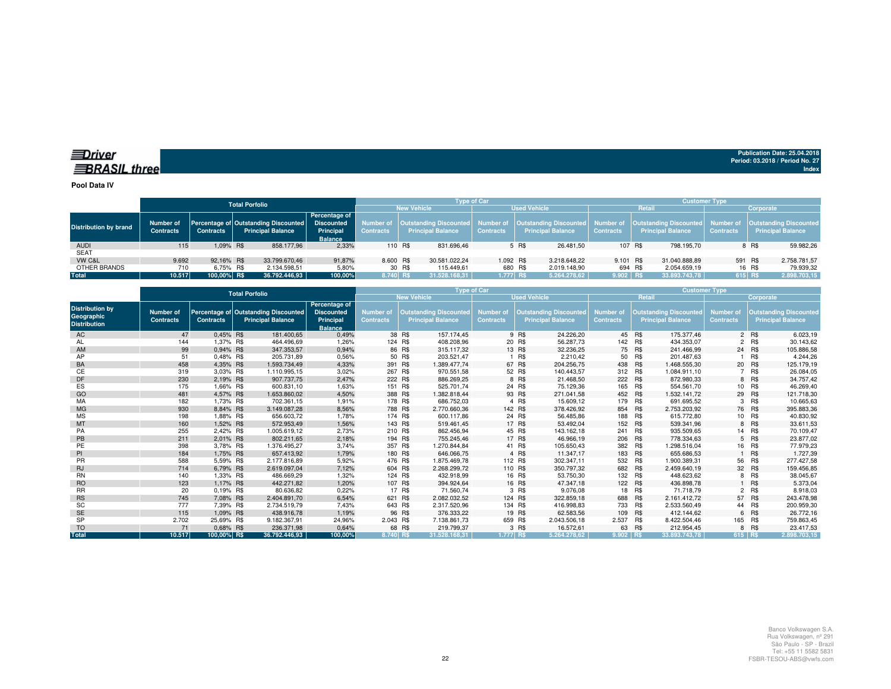**Driver BRASIL three**

Publication Date: 25.04.2018
Period: 03.2018 / Period No. 27
Index

**Pool Data IV**

| Distribution by brand | Total Porfolio | | | | Type of Car | | | | Customer Type | | | |
|---|---|---|---|---|---|---|---|---|---|---|---|---|
| | | | | | New Vehicle | | Used Vehicle | | Retail | | Corporate | |
| | Number of Contracts | Percentage of Contracts | Outstanding Discounted Principal Balance | Percentage of Discounted Principal Balance | Number of Contracts | Outstanding Discounted Principal Balance | Number of Contracts | Outstanding Discounted Principal Balance | Number of Contracts | Outstanding Discounted Principal Balance | Number of Contracts | Outstanding Discounted Principal Balance |
| AUDI | 115 | 1,09% | R$ 858.177,96 | 2,33% | 110 | R$ 831.696,46 | 5 | R$ 26.481,50 | 107 | R$ 798.195,70 | 8 | R$ 59.982,26 |
| SEAT | | | | | | | | | | | | |
| VW C&L | 9.692 | 92,16% | R$ 33.799.670,46 | 91,87% | 8.600 | R$ 30.581.022,24 | 1.092 | R$ 3.218.648,22 | 9.101 | R$ 31.040.888,89 | 591 | R$ 2.758.781,57 |
| OTHER BRANDS | 710 | 6,75% | R$ 2.134.598,51 | 5,80% | 30 | R$ 115.449,61 | 680 | R$ 2.019.148,90 | 694 | R$ 2.054.659,19 | 16 | R$ 79.939,32 |
| **Total** | **10.517** | **100,00%** | **R$ 36.792.446,93** | **100,00%** | **8.740** | **R$ 31.528.168,31** | **1.777** | **R$ 5.264.278,62** | **9.902** | **R$ 33.893.743,78** | **615** | **R$ 2.898.703,15** |

| Distribution by Geographic Distribution | Total Porfolio | | | | Type of Car | | | | Customer Type | | | |
|---|---|---|---|---|---|---|---|---|---|---|---|---|
| | | | | | New Vehicle | | Used Vehicle | | Retail | | Corporate | |
| | Number of Contracts | Percentage of Contracts | Outstanding Discounted Principal Balance | Percentage of Discounted Principal Balance | Number of Contracts | Outstanding Discounted Principal Balance | Number of Contracts | Outstanding Discounted Principal Balance | Number of Contracts | Outstanding Discounted Principal Balance | Number of Contracts | Outstanding Discounted Principal Balance |
| AC | 47 | 0,45% | R$ 181.400,65 | 0,49% | 38 | R$ 157.174,45 | 9 | R$ 24.226,20 | 45 | R$ 175.377,46 | 2 | R$ 6.023,19 |
| AL | 144 | 1,37% | R$ 464.496,69 | 1,26% | 124 | R$ 408.208,96 | 20 | R$ 56.287,73 | 142 | R$ 434.353,07 | 2 | R$ 30.143,62 |
| AM | 99 | 0,94% | R$ 347.353,57 | 0,94% | 86 | R$ 315.117,32 | 13 | R$ 32.236,25 | 75 | R$ 241.466,99 | 24 | R$ 105.886,58 |
| AP | 51 | 0,48% | R$ 205.731,89 | 0,56% | 50 | R$ 203.521,47 | 1 | R$ 2.210,42 | 50 | R$ 201.487,63 | 1 | R$ 4.244,26 |
| BA | 458 | 4,35% | R$ 1.593.734,49 | 4,33% | 391 | R$ 1.389.477,74 | 67 | R$ 204.256,75 | 438 | R$ 1.468.555,30 | 20 | R$ 125.179,19 |
| CE | 319 | 3,03% | R$ 1.110.995,15 | 3,02% | 267 | R$ 970.551,58 | 52 | R$ 140.443,57 | 312 | R$ 1.084.911,10 | 7 | R$ 26.084,05 |
| DF | 230 | 2,19% | R$ 907.737,75 | 2,47% | 222 | R$ 886.269,25 | 8 | R$ 21.468,50 | 222 | R$ 872.980,33 | 8 | R$ 34.757,42 |
| ES | 175 | 1,66% | R$ 600.831,10 | 1,63% | 151 | R$ 525.701,74 | 24 | R$ 75.129,36 | 165 | R$ 554.561,70 | 10 | R$ 46.269,40 |
| GO | 481 | 4,57% | R$ 1.653.860,02 | 4,50% | 388 | R$ 1.382.818,44 | 93 | R$ 271.041,58 | 452 | R$ 1.532.141,72 | 29 | R$ 121.718,30 |
| MA | 182 | 1,73% | R$ 702.361,15 | 1,91% | 178 | R$ 686.752,03 | 4 | R$ 15.609,12 | 179 | R$ 691.695,52 | 3 | R$ 10.665,63 |
| MG | 930 | 8,84% | R$ 3.149.087,28 | 8,56% | 788 | R$ 2.770.660,36 | 142 | R$ 378.426,92 | 854 | R$ 2.753.203,92 | 76 | R$ 395.883,36 |
| MS | 198 | 1,88% | R$ 656.603,72 | 1,78% | 174 | R$ 600.117,86 | 24 | R$ 56.485,86 | 188 | R$ 615.772,80 | 10 | R$ 40.830,92 |
| MT | 160 | 1,52% | R$ 572.953,49 | 1,56% | 143 | R$ 519.461,45 | 17 | R$ 53.492,04 | 152 | R$ 539.341,96 | 8 | R$ 33.611,53 |
| PA | 255 | 2,42% | R$ 1.005.619,12 | 2,73% | 210 | R$ 862.456,94 | 45 | R$ 143.162,18 | 241 | R$ 935.509,65 | 14 | R$ 70.109,47 |
| PB | 211 | 2,01% | R$ 802.211,65 | 2,18% | 194 | R$ 755.245,46 | 17 | R$ 46.966,19 | 206 | R$ 778.334,63 | 5 | R$ 23.877,02 |
| PE | 398 | 3,78% | R$ 1.376.495,27 | 3,74% | 357 | R$ 1.270.844,84 | 41 | R$ 105.650,43 | 382 | R$ 1.298.516,04 | 16 | R$ 77.979,23 |
| PI | 184 | 1,75% | R$ 657.413,92 | 1,79% | 180 | R$ 646.066,75 | 4 | R$ 11.347,17 | 183 | R$ 655.686,53 | 1 | R$ 1.727,39 |
| PR | 588 | 5,59% | R$ 2.177.816,89 | 5,92% | 476 | R$ 1.875.469,78 | 112 | R$ 302.347,11 | 532 | R$ 1.900.389,31 | 56 | R$ 277.427,58 |
| RJ | 714 | 6,79% | R$ 2.619.097,04 | 7,12% | 604 | R$ 2.268.299,72 | 110 | R$ 350.797,32 | 682 | R$ 2.459.640,19 | 32 | R$ 159.456,85 |
| RN | 140 | 1,33% | R$ 486.669,29 | 1,32% | 124 | R$ 432.918,99 | 16 | R$ 53.750,30 | 132 | R$ 448.623,62 | 8 | R$ 38.045,67 |
| RO | 123 | 1,17% | R$ 442.271,82 | 1,20% | 107 | R$ 394.924,64 | 16 | R$ 47.347,18 | 122 | R$ 436.898,78 | 1 | R$ 5.373,04 |
| RR | 20 | 0,19% | R$ 80.636,82 | 0,22% | 17 | R$ 71.560,74 | 3 | R$ 9.076,08 | 18 | R$ 71.718,79 | 2 | R$ 8.918,03 |
| RS | 745 | 7,08% | R$ 2.404.891,70 | 6,54% | 621 | R$ 2.082.032,52 | 124 | R$ 322.859,18 | 688 | R$ 2.161.412,72 | 57 | R$ 243.478,98 |
| SC | 777 | 7,39% | R$ 2.734.519,79 | 7,43% | 643 | R$ 2.317.520,96 | 134 | R$ 416.998,83 | 733 | R$ 2.533.560,49 | 44 | R$ 200.959,30 |
| SE | 115 | 1,09% | R$ 438.916,78 | 1,19% | 96 | R$ 376.333,22 | 19 | R$ 62.583,56 | 109 | R$ 412.144,62 | 6 | R$ 26.772,16 |
| SP | 2.702 | 25,69% | R$ 9.182.367,91 | 24,96% | 2.043 | R$ 7.138.861,73 | 659 | R$ 2.043.506,18 | 2.537 | R$ 8.422.504,46 | 165 | R$ 759.863,45 |
| TO | 71 | 0,68% | R$ 236.371,98 | 0,64% | 68 | R$ 219.799,37 | 3 | R$ 16.572,61 | 63 | R$ 212.954,45 | 8 | R$ 23.417,53 |
| **Total** | **10.517** | **100,00%** | **R$ 36.792.446,93** | **100,00%** | **8.740** | **R$ 31.528.168,31** | **1.777** | **R$ 5.264.278,62** | **9.902** | **R$ 33.893.743,78** | **615** | **R$ 2.898.703,15** |

Banco Volkswagen S.A.
Rua Volkswagen, nº 291
São Paulo - SP - Brazil
Tel: +55 11 5582 5831
FSBR-TESOU-ABS@vwfs.com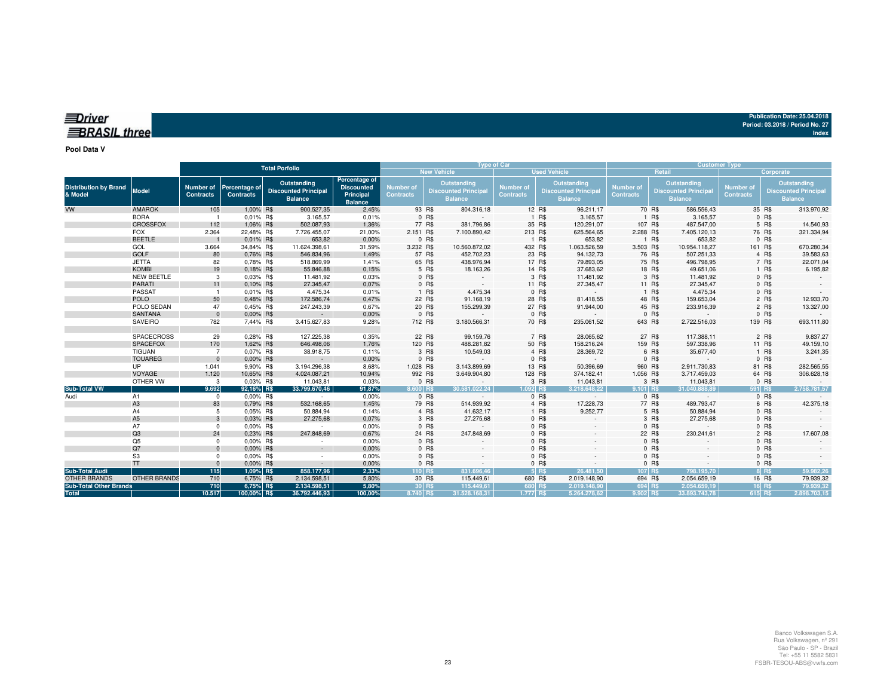**Driver BRASIL three**

Publication Date: 25.04.2018
Period: 03.2018 / Period No. 27
Index

**Pool Data V**

| Distribution by Brand & Model | Model | Total Porfolio | | | | Type of Car | | | | Customer Type | | | |
|---|---|---|---|---|---|---|---|---|---|---|---|---|---|
| | | | | | | New Vehicle | | Used Vehicle | | Retail | | Corporate | |
| | | Number of Contracts | Percentage of Contracts | Outstanding Discounted Principal Balance | Percentage of Discounted Principal Balance | Number of Contracts | Outstanding Discounted Principal Balance | Number of Contracts | Outstanding Discounted Principal Balance | Number of Contracts | Outstanding Discounted Principal Balance | Number of Contracts | Outstanding Discounted Principal Balance |
| VW | AMAROK | 105 | 1,00% | R$ 900.527,35 | 2,45% | 93 | R$ 804.316,18 | 12 | R$ 96.211,17 | 70 | R$ 586.556,43 | 35 | R$ 313.970,92 |
| | BORA | 1 | 0,01% | R$ 3.165,57 | 0,01% | 0 | R$ - | 1 | R$ 3.165,57 | 1 | R$ 3.165,57 | 0 | R$ - |
| | CROSSFOX | 112 | 1,06% | R$ 502.087,93 | 1,36% | 77 | R$ 381.796,86 | 35 | R$ 120.291,07 | 107 | R$ 487.547,00 | 5 | R$ 14.540,93 |
| | FOX | 2.364 | 22,48% | R$ 7.726.455,07 | 21,00% | 2.151 | R$ 7.100.890,42 | 213 | R$ 625.564,65 | 2.288 | R$ 7.405.120,13 | 76 | R$ 321.334,94 |
| | BEETLE | 1 | 0,01% | R$ 653,82 | 0,00% | 0 | R$ - | 1 | R$ 653,82 | 1 | R$ 653,82 | 0 | R$ - |
| | GOL | 3.664 | 34,84% | R$ 11.624.398,61 | 31,59% | 3.232 | R$ 10.560.872,02 | 432 | R$ 1.063.526,59 | 3.503 | R$ 10.954.118,27 | 161 | R$ 670.280,34 |
| | GOLF | 80 | 0,76% | R$ 546.834,96 | 1,49% | 57 | R$ 452.702,23 | 23 | R$ 94.132,73 | 76 | R$ 507.251,33 | 4 | R$ 39.583,63 |
| | JETTA | 82 | 0,78% | R$ 518.869,99 | 1,41% | 65 | R$ 438.976,94 | 17 | R$ 79.893,05 | 75 | R$ 496.798,95 | 7 | R$ 22.071,04 |
| | KOMBI | 19 | 0,18% | R$ 55.846,88 | 0,15% | 5 | R$ 18.163,26 | 14 | R$ 37.683,62 | 18 | R$ 49.651,06 | 1 | R$ 6.195,82 |
| | NEW BEETLE | 3 | 0,03% | R$ 11.481,92 | 0,03% | 0 | R$ - | 3 | R$ 11.481,92 | 3 | R$ 11.481,92 | 0 | R$ - |
| | PARATI | 11 | 0,10% | R$ 27.345,47 | 0,07% | 0 | R$ - | 11 | R$ 27.345,47 | 11 | R$ 27.345,47 | 0 | R$ - |
| | PASSAT | 1 | 0,01% | R$ 4.475,34 | 0,01% | 1 | R$ 4.475,34 | 0 | R$ - | 1 | R$ 4.475,34 | 0 | R$ - |
| | POLO | 50 | 0,48% | R$ 172.586,74 | 0,47% | 22 | R$ 91.168,19 | 28 | R$ 81.418,55 | 48 | R$ 159.653,04 | 2 | R$ 12.933,70 |
| | POLO SEDAN | 47 | 0,45% | R$ 247.243,39 | 0,67% | 20 | R$ 155.299,39 | 27 | R$ 91.944,00 | 45 | R$ 233.916,39 | 2 | R$ 13.327,00 |
| | SANTANA | 0 | 0,00% | R$ - | 0,00% | 0 | R$ - | 0 | R$ - | 0 | R$ - | 0 | R$ - |
| | SAVEIRO | 782 | 7,44% | R$ 3.415.627,83 | 9,28% | 712 | R$ 3.180.566,31 | 70 | R$ 235.061,52 | 643 | R$ 2.722.516,03 | 139 | R$ 693.111,80 |
| | SPACECROSS | 29 | 0,28% | R$ 127.225,38 | 0,35% | 22 | R$ 99.159,76 | 7 | R$ 28.065,62 | 27 | R$ 117.388,11 | 2 | R$ 9.837,27 |
| | SPACEFOX | 170 | 1,62% | R$ 646.498,06 | 1,76% | 120 | R$ 488.281,82 | 50 | R$ 158.216,24 | 159 | R$ 597.338,96 | 11 | R$ 49.159,10 |
| | TIGUAN | 7 | 0,07% | R$ 38.918,75 | 0,11% | 3 | R$ 10.549,03 | 4 | R$ 28.369,72 | 6 | R$ 35.677,40 | 1 | R$ 3.241,35 |
| | TOUAREG | 0 | 0,00% | R$ - | 0,00% | 0 | R$ - | 0 | R$ - | 0 | R$ - | 0 | R$ - |
| | UP | 1.041 | 9,90% | R$ 3.194.296,38 | 8,68% | 1.028 | R$ 3.143.899,69 | 13 | R$ 50.396,69 | 960 | R$ 2.911.730,83 | 81 | R$ 282.565,55 |
| | VOYAGE | 1.120 | 10,65% | R$ 4.024.087,21 | 10,94% | 992 | R$ 3.649.904,80 | 128 | R$ 374.182,41 | 1.056 | R$ 3.717.459,03 | 64 | R$ 306.628,18 |
| | OTHER VW | 3 | 0,03% | R$ 11.043,81 | 0,03% | 0 | R$ - | 3 | R$ 11.043,81 | 3 | R$ 11.043,81 | 0 | R$ - |
| **Sub-Total VW** | | **9.692** | **92,16%** | **R$ 33.799.670,46** | **91,87%** | **8.600** | **R$ 30.581.022,24** | **1.092** | **R$ 3.218.648,22** | **9.101** | **R$ 31.040.888,89** | **591** | **R$ 2.758.781,57** |
| Audi | A1 | 0 | 0,00% | R$ - | 0,00% | 0 | R$ - | 0 | R$ - | 0 | R$ - | 0 | R$ - |
| | A3 | 83 | 0,79% | R$ 532.168,65 | 1,45% | 79 | R$ 514.939,92 | 4 | R$ 17.228,73 | 77 | R$ 489.793,47 | 6 | R$ 42.375,18 |
| | A4 | 5 | 0,05% | R$ 50.884,94 | 0,14% | 4 | R$ 41.632,17 | 1 | R$ 9.252,77 | 5 | R$ 50.884,94 | 0 | R$ - |
| | A5 | 3 | 0,03% | R$ 27.275,68 | 0,07% | 3 | R$ 27.275,68 | 0 | R$ - | 3 | R$ 27.275,68 | 0 | R$ - |
| | A7 | 0 | 0,00% | R$ - | 0,00% | 0 | R$ - | 0 | R$ - | 0 | R$ - | 0 | R$ - |
| | Q3 | 24 | 0,23% | R$ 247.848,69 | 0,67% | 24 | R$ 247.848,69 | 0 | R$ - | 22 | R$ 230.241,61 | 2 | R$ 17.607,08 |
| | Q5 | 0 | 0,00% | R$ - | 0,00% | 0 | R$ - | 0 | R$ - | 0 | R$ - | 0 | R$ - |
| | Q7 | 0 | 0,00% | R$ - | 0,00% | 0 | R$ - | 0 | R$ - | 0 | R$ - | 0 | R$ - |
| | S3 | 0 | 0,00% | R$ - | 0,00% | 0 | R$ - | 0 | R$ - | 0 | R$ - | 0 | R$ - |
| | TT | 0 | 0,00% | R$ - | 0,00% | 0 | R$ - | 0 | R$ - | 0 | R$ - | 0 | R$ - |
| **Sub-Total Audi** | | **115** | **1,09%** | **R$ 858.177,96** | **2,33%** | **110** | **R$ 831.696,46** | **5** | **R$ 26.481,50** | **107** | **R$ 798.195,70** | **8** | **R$ 59.982,26** |
| OTHER BRANDS | OTHER BRANDS | 710 | 6,75% | R$ 2.134.598,51 | 5,80% | 30 | R$ 115.449,61 | 680 | R$ 2.019.148,90 | 694 | R$ 2.054.659,19 | 16 | R$ 79.939,32 |
| **Sub-Total Other Brands** | | **710** | **6,75%** | **R$ 2.134.598,51** | **5,80%** | **30** | **R$ 115.449,61** | **680** | **R$ 2.019.148,90** | **694** | **R$ 2.054.659,19** | **16** | **R$ 79.939,32** |
| **Total** | | **10.517** | **100,00%** | **R$ 36.792.446,93** | **100,00%** | **8.740** | **R$ 31.528.168,31** | **1.777** | **R$ 5.264.278,62** | **9.902** | **R$ 33.893.743,78** | **615** | **R$ 2.898.703,15** |

Banco Volkswagen S.A.
Rua Volkswagen, nº 291
São Paulo - SP - Brazil
Tel: +55 11 5582 5831
FSBR-TESOU-ABS@vwfs.com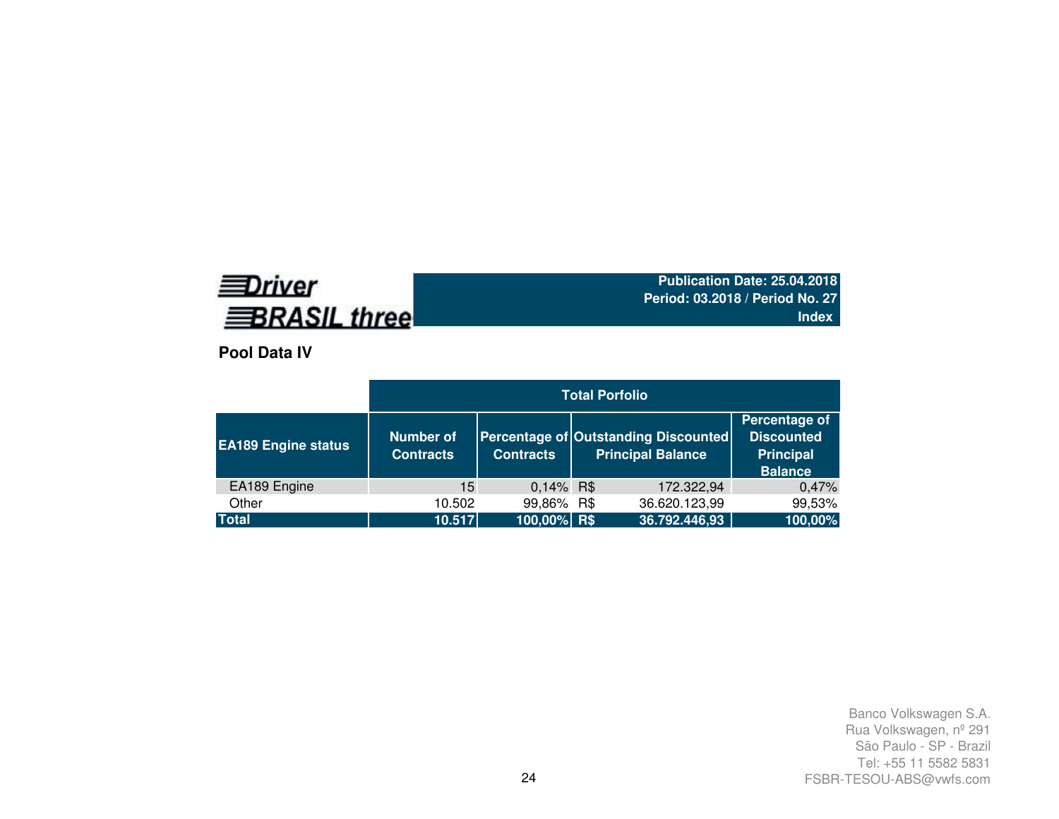Driver BRASIL three

**Publication Date: 25.04.2018**
**Period: 03.2018 / Period No. 27**
**Index**

## Pool Data IV

| | Total Porfolio | | | |
|---|---|---|---|---|
| **EA189 Engine status** | **Number of Contracts** | **Percentage of Contracts** | **Outstanding Discounted Principal Balance** | **Percentage of Discounted Principal Balance** |
| EA189 Engine | 15 | 0,14% | R$ 172.322,94 | 0,47% |
| Other | 10.502 | 99,86% | R$ 36.620.123,99 | 99,53% |
| **Total** | **10.517** | **100,00%** | **R$ 36.792.446,93** | **100,00%** |

Banco Volkswagen S.A.
Rua Volkswagen, nº 291
São Paulo - SP - Brazil
Tel: +55 11 5582 5831
FSBR-TESOU-ABS@vwfs.com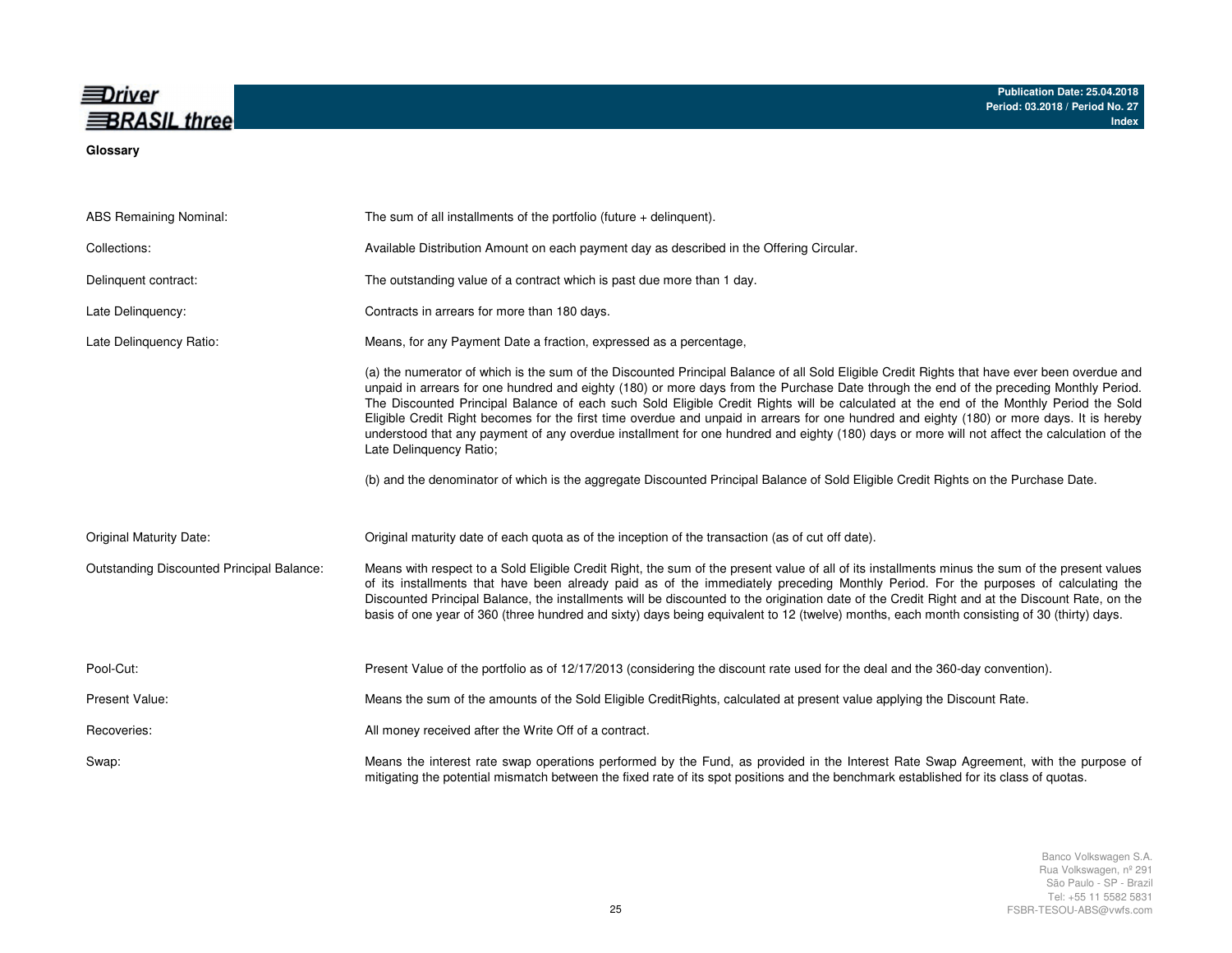## Glossary

| | |
|---|---|
| ABS Remaining Nominal: | The sum of all installments of the portfolio (future + delinquent). |
| Collections: | Available Distribution Amount on each payment day as described in the Offering Circular. |
| Delinquent contract: | The outstanding value of a contract which is past due more than 1 day. |
| Late Delinquency: | Contracts in arrears for more than 180 days. |
| Late Delinquency Ratio: | Means, for any Payment Date a fraction, expressed as a percentage,<br><br>(a) the numerator of which is the sum of the Discounted Principal Balance of all Sold Eligible Credit Rights that have ever been overdue and unpaid in arrears for one hundred and eighty (180) or more days from the Purchase Date through the end of the preceding Monthly Period. The Discounted Principal Balance of each such Sold Eligible Credit Rights will be calculated at the end of the Monthly Period the Sold Eligible Credit Right becomes for the first time overdue and unpaid in arrears for one hundred and eighty (180) or more days. It is hereby understood that any payment of any overdue installment for one hundred and eighty (180) days or more will not affect the calculation of the Late Delinquency Ratio;<br><br>(b) and the denominator of which is the aggregate Discounted Principal Balance of Sold Eligible Credit Rights on the Purchase Date. |
| Original Maturity Date: | Original maturity date of each quota as of the inception of the transaction (as of cut off date). |
| Outstanding Discounted Principal Balance: | Means with respect to a Sold Eligible Credit Right, the sum of the present value of all of its installments minus the sum of the present values of its installments that have been already paid as of the immediately preceding Monthly Period. For the purposes of calculating the Discounted Principal Balance, the installments will be discounted to the origination date of the Credit Right and at the Discount Rate, on the basis of one year of 360 (three hundred and sixty) days being equivalent to 12 (twelve) months, each month consisting of 30 (thirty) days. |
| Pool-Cut: | Present Value of the portfolio as of 12/17/2013 (considering the discount rate used for the deal and the 360-day convention). |
| Present Value: | Means the sum of the amounts of the Sold Eligible CreditRights, calculated at present value applying the Discount Rate. |
| Recoveries: | All money received after the Write Off of a contract. |
| Swap: | Means the interest rate swap operations performed by the Fund, as provided in the Interest Rate Swap Agreement, with the purpose of mitigating the potential mismatch between the fixed rate of its spot positions and the benchmark established for its class of quotas. |

Banco Volkswagen S.A.
Rua Volkswagen, nº 291
São Paulo - SP - Brazil
Tel: +55 11 5582 5831
FSBR-TESOU-ABS@vwfs.com